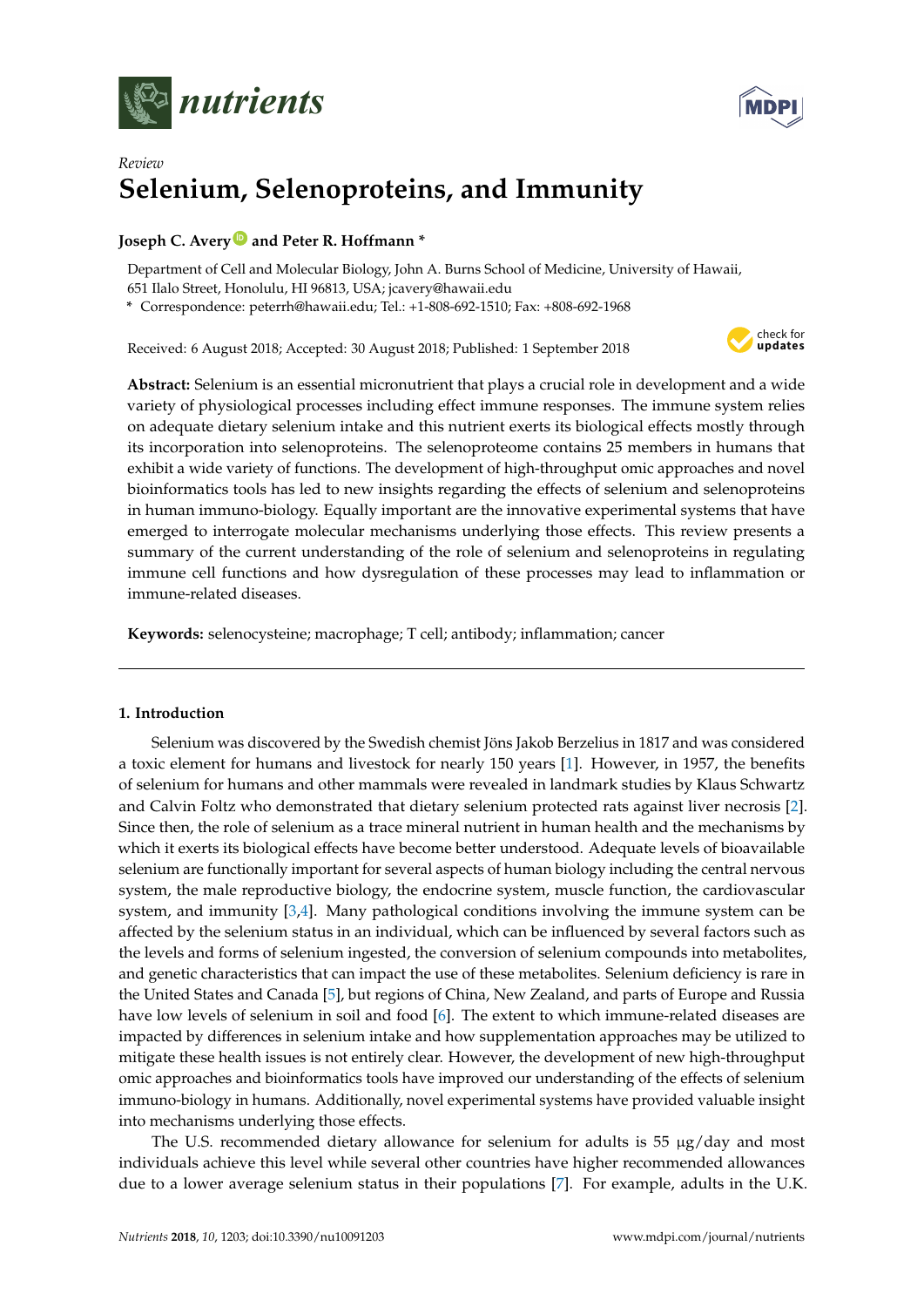*nutrients*

*Review*

# Selenium, Selenoproteins, and Immunity

**Joseph C. Avery and Peter R. Hoffmann ***

Department of Cell and Molecular Biology, John A. Burns School of Medicine, University of Hawaii, 651 Ilalo Street, Honolulu, HI 96813, USA; jcavery@hawaii.edu

* Correspondence: peterrh@hawaii.edu; Tel.: +1-808-692-1510; Fax: +808-692-1968

Received: 6 August 2018; Accepted: 30 August 2018; Published: 1 September 2018

**Abstract:** Selenium is an essential micronutrient that plays a crucial role in development and a wide variety of physiological processes including effect immune responses. The immune system relies on adequate dietary selenium intake and this nutrient exerts its biological effects mostly through its incorporation into selenoproteins. The selenoproteome contains 25 members in humans that exhibit a wide variety of functions. The development of high-throughput omic approaches and novel bioinformatics tools has led to new insights regarding the effects of selenium and selenoproteins in human immuno-biology. Equally important are the innovative experimental systems that have emerged to interrogate molecular mechanisms underlying those effects. This review presents a summary of the current understanding of the role of selenium and selenoproteins in regulating immune cell functions and how dysregulation of these processes may lead to inflammation or immune-related diseases.

**Keywords:** selenocysteine; macrophage; T cell; antibody; inflammation; cancer

## 1. Introduction

Selenium was discovered by the Swedish chemist Jöns Jakob Berzelius in 1817 and was considered a toxic element for humans and livestock for nearly 150 years [1]. However, in 1957, the benefits of selenium for humans and other mammals were revealed in landmark studies by Klaus Schwartz and Calvin Foltz who demonstrated that dietary selenium protected rats against liver necrosis [2]. Since then, the role of selenium as a trace mineral nutrient in human health and the mechanisms by which it exerts its biological effects have become better understood. Adequate levels of bioavailable selenium are functionally important for several aspects of human biology including the central nervous system, the male reproductive biology, the endocrine system, muscle function, the cardiovascular system, and immunity [3,4]. Many pathological conditions involving the immune system can be affected by the selenium status in an individual, which can be influenced by several factors such as the levels and forms of selenium ingested, the conversion of selenium compounds into metabolites, and genetic characteristics that can impact the use of these metabolites. Selenium deficiency is rare in the United States and Canada [5], but regions of China, New Zealand, and parts of Europe and Russia have low levels of selenium in soil and food [6]. The extent to which immune-related diseases are impacted by differences in selenium intake and how supplementation approaches may be utilized to mitigate these health issues is not entirely clear. However, the development of new high-throughput omic approaches and bioinformatics tools have improved our understanding of the effects of selenium immuno-biology in humans. Additionally, novel experimental systems have provided valuable insight into mechanisms underlying those effects.

The U.S. recommended dietary allowance for selenium for adults is 55 μg/day and most individuals achieve this level while several other countries have higher recommended allowances due to a lower average selenium status in their populations [7]. For example, adults in the U.K.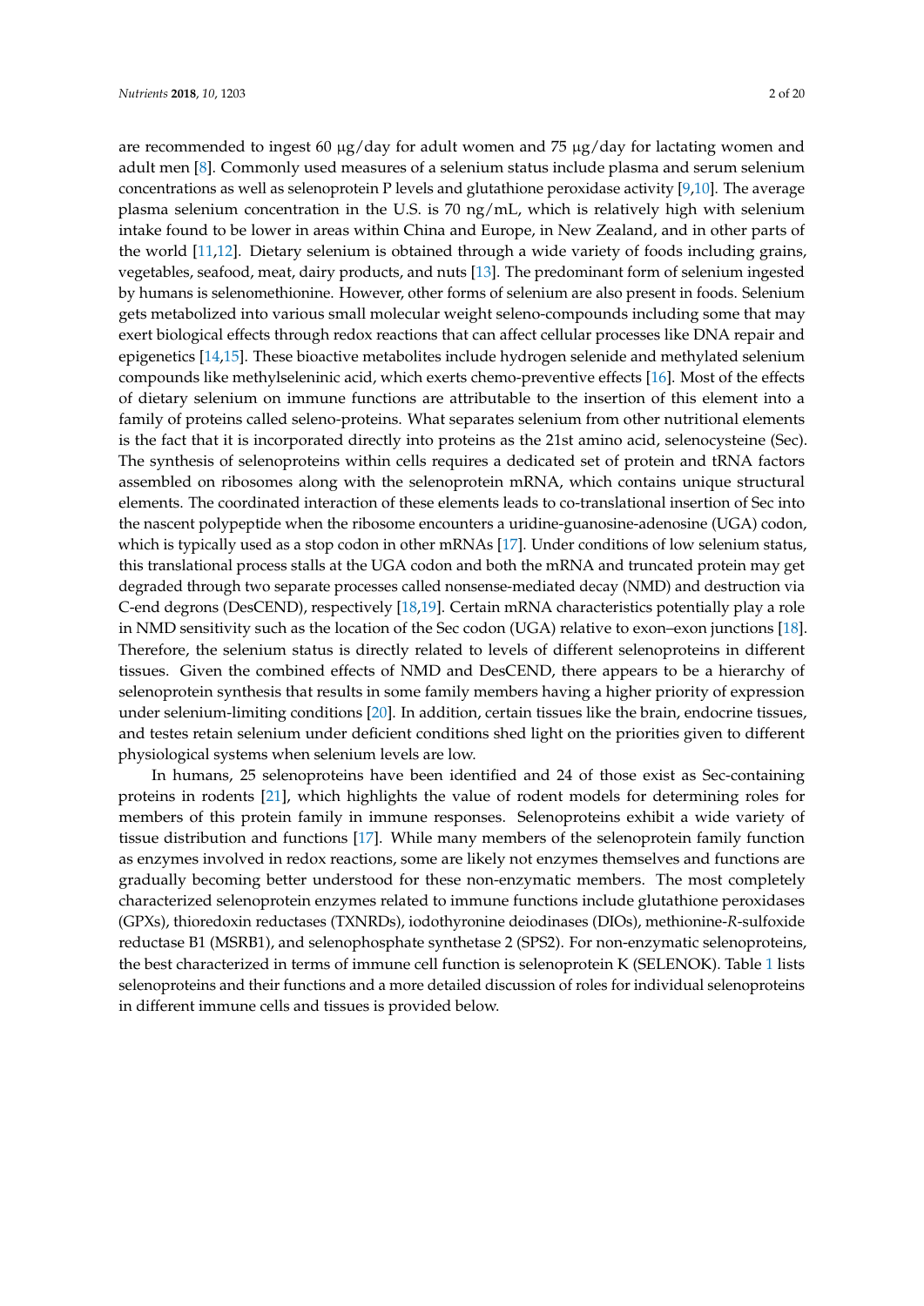are recommended to ingest 60 μg/day for adult women and 75 μg/day for lactating women and adult men [8]. Commonly used measures of a selenium status include plasma and serum selenium concentrations as well as selenoprotein P levels and glutathione peroxidase activity [9,10]. The average plasma selenium concentration in the U.S. is 70 ng/mL, which is relatively high with selenium intake found to be lower in areas within China and Europe, in New Zealand, and in other parts of the world [11,12]. Dietary selenium is obtained through a wide variety of foods including grains, vegetables, seafood, meat, dairy products, and nuts [13]. The predominant form of selenium ingested by humans is selenomethionine. However, other forms of selenium are also present in foods. Selenium gets metabolized into various small molecular weight seleno-compounds including some that may exert biological effects through redox reactions that can affect cellular processes like DNA repair and epigenetics [14,15]. These bioactive metabolites include hydrogen selenide and methylated selenium compounds like methylseleninic acid, which exerts chemo-preventive effects [16]. Most of the effects of dietary selenium on immune functions are attributable to the insertion of this element into a family of proteins called seleno-proteins. What separates selenium from other nutritional elements is the fact that it is incorporated directly into proteins as the 21st amino acid, selenocysteine (Sec). The synthesis of selenoproteins within cells requires a dedicated set of protein and tRNA factors assembled on ribosomes along with the selenoprotein mRNA, which contains unique structural elements. The coordinated interaction of these elements leads to co-translational insertion of Sec into the nascent polypeptide when the ribosome encounters a uridine-guanosine-adenosine (UGA) codon, which is typically used as a stop codon in other mRNAs [17]. Under conditions of low selenium status, this translational process stalls at the UGA codon and both the mRNA and truncated protein may get degraded through two separate processes called nonsense-mediated decay (NMD) and destruction via C-end degrons (DesCEND), respectively [18,19]. Certain mRNA characteristics potentially play a role in NMD sensitivity such as the location of the Sec codon (UGA) relative to exon–exon junctions [18]. Therefore, the selenium status is directly related to levels of different selenoproteins in different tissues. Given the combined effects of NMD and DesCEND, there appears to be a hierarchy of selenoprotein synthesis that results in some family members having a higher priority of expression under selenium-limiting conditions [20]. In addition, certain tissues like the brain, endocrine tissues, and testes retain selenium under deficient conditions shed light on the priorities given to different physiological systems when selenium levels are low.

In humans, 25 selenoproteins have been identified and 24 of those exist as Sec-containing proteins in rodents [21], which highlights the value of rodent models for determining roles for members of this protein family in immune responses. Selenoproteins exhibit a wide variety of tissue distribution and functions [17]. While many members of the selenoprotein family function as enzymes involved in redox reactions, some are likely not enzymes themselves and functions are gradually becoming better understood for these non-enzymatic members. The most completely characterized selenoprotein enzymes related to immune functions include glutathione peroxidases (GPXs), thioredoxin reductases (TXNRDs), iodothyronine deiodinases (DIOs), methionine-*R*-sulfoxide reductase B1 (MSRB1), and selenophosphate synthetase 2 (SPS2). For non-enzymatic selenoproteins, the best characterized in terms of immune cell function is selenoprotein K (SELENOK). Table 1 lists selenoproteins and their functions and a more detailed discussion of roles for individual selenoproteins in different immune cells and tissues is provided below.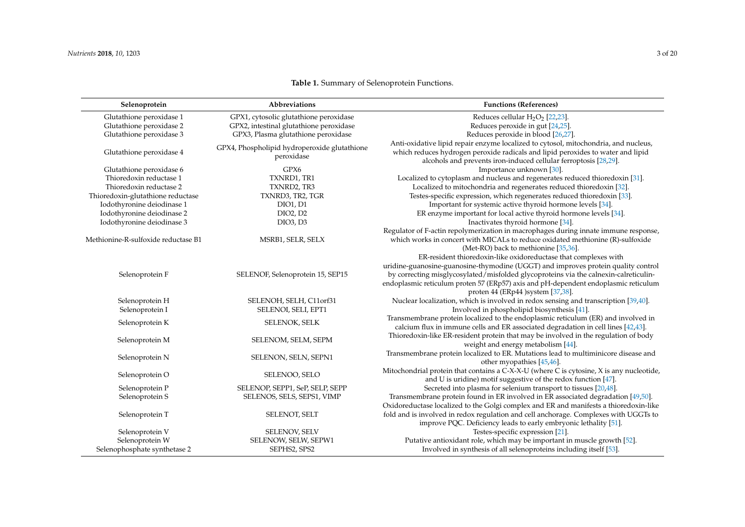**Table 1.** Summary of Selenoprotein Functions.

| Selenoprotein | Abbreviations | Functions (References) |
|---|---|---|
| Glutathione peroxidase 1 | GPX1, cytosolic glutathione peroxidase | Reduces cellular $H_2O_2$ [22,23]. |
| Glutathione peroxidase 2 | GPX2, intestinal glutathione peroxidase | Reduces peroxide in gut [24,25]. |
| Glutathione peroxidase 3 | GPX3, Plasma glutathione peroxidase | Reduces peroxide in blood [26,27]. |
| Glutathione peroxidase 4 | GPX4, Phospholipid hydroperoxide glutathione peroxidase | Anti-oxidative lipid repair enzyme localized to cytosol, mitochondria, and nucleus, which reduces hydrogen peroxide radicals and lipid peroxides to water and lipid alcohols and prevents iron-induced cellular ferroptosis [28,29]. |
| Glutathione peroxidase 6 | GPX6 | Importance unknown [30]. |
| Thioredoxin reductase 1 | TXNRD1, TR1 | Localized to cytoplasm and nucleus and regenerates reduced thioredoxin [31]. |
| Thioredoxin reductase 2 | TXNRD2, TR3 | Localized to mitochondria and regenerates reduced thioredoxin [32]. |
| Thioredoxin-glutathione reductase | TXNRD3, TR2, TGR | Testes-specific expression, which regenerates reduced thioredoxin [33]. |
| Iodothyronine deiodinase 1 | DIO1, D1 | Important for systemic active thyroid hormone levels [34]. |
| Iodothyronine deiodinase 2 | DIO2, D2 | ER enzyme important for local active thyroid hormone levels [34]. |
| Iodothyronine deiodinase 3 | DIO3, D3 | Inactivates thyroid hormone [34]. |
| Methionine-R-sulfoxide reductase B1 | MSRB1, SELR, SELX | Regulator of F-actin repolymerization in macrophages during innate immune response, which works in concert with MICALs to reduce oxidated methionine (R)-sulfoxide (Met-RO) back to methionine [35,36]. |
| Selenoprotein F | SELENOF, Selenoprotein 15, SEP15 | ER-resident thioredoxin-like oxidoreductase that complexes with uridine-guanosine-guanosine-thymodine (UGGT) and improves protein quality control by correcting misglycosylated/misfolded glycoproteins via the calnexin-calreticulin-endoplasmic reticulum proten 57 (ERp57) axis and pH-dependent endoplasmic reticulum proten 44 (ERp44 )system [37,38]. |
| Selenoprotein H | SELENOH, SELH, C11orf31 | Nuclear localization, which is involved in redox sensing and transcription [39,40]. |
| Selenoprotein I | SELENOI, SELI, EPT1 | Involved in phospholipid biosynthesis [41]. |
| Selenoprotein K | SELENOK, SELK | Transmembrane protein localized to the endoplasmic reticulum (ER) and involved in calcium flux in immune cells and ER associated degradation in cell lines [42,43]. |
| Selenoprotein M | SELENOM, SELM, SEPM | Thioredoxin-like ER-resident protein that may be involved in the regulation of body weight and energy metabolism [44]. |
| Selenoprotein N | SELENON, SELN, SEPN1 | Transmembrane protein localized to ER. Mutations lead to multiminicore disease and other myopathies [45,46]. |
| Selenoprotein O | SELENOO, SELO | Mitochondrial protein that contains a C-X-X-U (where C is cytosine, X is any nucleotide, and U is uridine) motif suggestive of the redox function [47]. |
| Selenoprotein P | SELENOP, SEPP1, SeP, SELP, SEPP | Secreted into plasma for selenium transport to tissues [20,48]. |
| Selenoprotein S | SELENOS, SELS, SEPS1, VIMP | Transmembrane protein found in ER involved in ER associated degradation [49,50]. |
| Selenoprotein T | SELENOT, SELT | Oxidoreductase localized to the Golgi complex and ER and manifests a thioredoxin-like fold and is involved in redox regulation and cell anchorage. Complexes with UGGTs to improve PQC. Deficiency leads to early embryonic lethality [51]. |
| Selenoprotein V | SELENOV, SELV | Testes-specific expression [21]. |
| Selenoprotein W | SELENOW, SELW, SEPW1 | Putative antioxidant role, which may be important in muscle growth [52]. |
| Selenophosphate synthetase 2 | SEPHS2, SPS2 | Involved in synthesis of all selenoproteins including itself [53]. |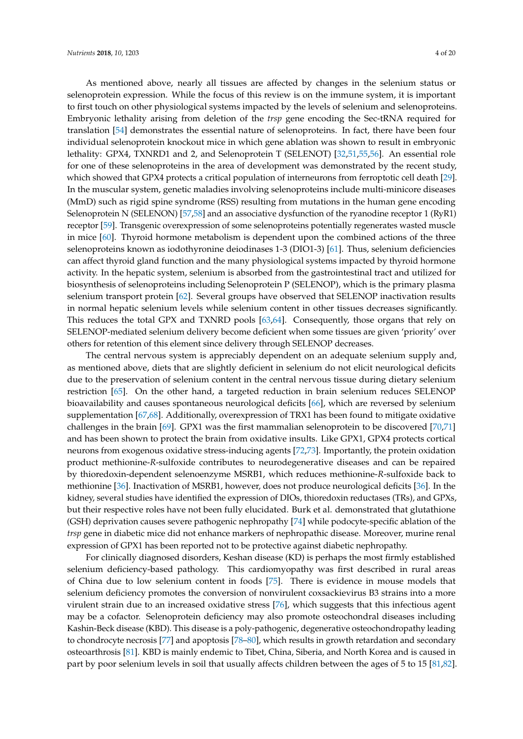As mentioned above, nearly all tissues are affected by changes in the selenium status or selenoprotein expression. While the focus of this review is on the immune system, it is important to first touch on other physiological systems impacted by the levels of selenium and selenoproteins. Embryonic lethality arising from deletion of the *trsp* gene encoding the Sec-tRNA required for translation [54] demonstrates the essential nature of selenoproteins. In fact, there have been four individual selenoprotein knockout mice in which gene ablation was shown to result in embryonic lethality: GPX4, TXNRD1 and 2, and Selenoprotein T (SELENOT) [32,51,55,56]. An essential role for one of these selenoproteins in the area of development was demonstrated by the recent study, which showed that GPX4 protects a critical population of interneurons from ferroptotic cell death [29]. In the muscular system, genetic maladies involving selenoproteins include multi-minicore diseases (MmD) such as rigid spine syndrome (RSS) resulting from mutations in the human gene encoding Selenoprotein N (SELENON) [57,58] and an associative dysfunction of the ryanodine receptor 1 (RyR1) receptor [59]. Transgenic overexpression of some selenoproteins potentially regenerates wasted muscle in mice [60]. Thyroid hormone metabolism is dependent upon the combined actions of the three selenoproteins known as iodothyronine deiodinases 1-3 (DIO1-3) [61]. Thus, selenium deficiencies can affect thyroid gland function and the many physiological systems impacted by thyroid hormone activity. In the hepatic system, selenium is absorbed from the gastrointestinal tract and utilized for biosynthesis of selenoproteins including Selenoprotein P (SELENOP), which is the primary plasma selenium transport protein [62]. Several groups have observed that SELENOP inactivation results in normal hepatic selenium levels while selenium content in other tissues decreases significantly. This reduces the total GPX and TXNRD pools [63,64]. Consequently, those organs that rely on SELENOP-mediated selenium delivery become deficient when some tissues are given 'priority' over others for retention of this element since delivery through SELENOP decreases.

The central nervous system is appreciably dependent on an adequate selenium supply and, as mentioned above, diets that are slightly deficient in selenium do not elicit neurological deficits due to the preservation of selenium content in the central nervous tissue during dietary selenium restriction [65]. On the other hand, a targeted reduction in brain selenium reduces SELENOP bioavailability and causes spontaneous neurological deficits [66], which are reversed by selenium supplementation [67,68]. Additionally, overexpression of TRX1 has been found to mitigate oxidative challenges in the brain [69]. GPX1 was the first mammalian selenoprotein to be discovered [70,71] and has been shown to protect the brain from oxidative insults. Like GPX1, GPX4 protects cortical neurons from exogenous oxidative stress-inducing agents [72,73]. Importantly, the protein oxidation product methionine-*R*-sulfoxide contributes to neurodegenerative diseases and can be repaired by thioredoxin-dependent selenoenzyme MSRB1, which reduces methionine-*R*-sulfoxide back to methionine [36]. Inactivation of MSRB1, however, does not produce neurological deficits [36]. In the kidney, several studies have identified the expression of DIOs, thioredoxin reductases (TRs), and GPXs, but their respective roles have not been fully elucidated. Burk et al. demonstrated that glutathione (GSH) deprivation causes severe pathogenic nephropathy [74] while podocyte-specific ablation of the *trsp* gene in diabetic mice did not enhance markers of nephropathic disease. Moreover, murine renal expression of GPX1 has been reported not to be protective against diabetic nephropathy.

For clinically diagnosed disorders, Keshan disease (KD) is perhaps the most firmly established selenium deficiency-based pathology. This cardiomyopathy was first described in rural areas of China due to low selenium content in foods [75]. There is evidence in mouse models that selenium deficiency promotes the conversion of nonvirulent coxsackievirus B3 strains into a more virulent strain due to an increased oxidative stress [76], which suggests that this infectious agent may be a cofactor. Selenoprotein deficiency may also promote osteochondral diseases including Kashin-Beck disease (KBD). This disease is a poly-pathogenic, degenerative osteochondropathy leading to chondrocyte necrosis [77] and apoptosis [78–80], which results in growth retardation and secondary osteoarthrosis [81]. KBD is mainly endemic to Tibet, China, Siberia, and North Korea and is caused in part by poor selenium levels in soil that usually affects children between the ages of 5 to 15 [81,82].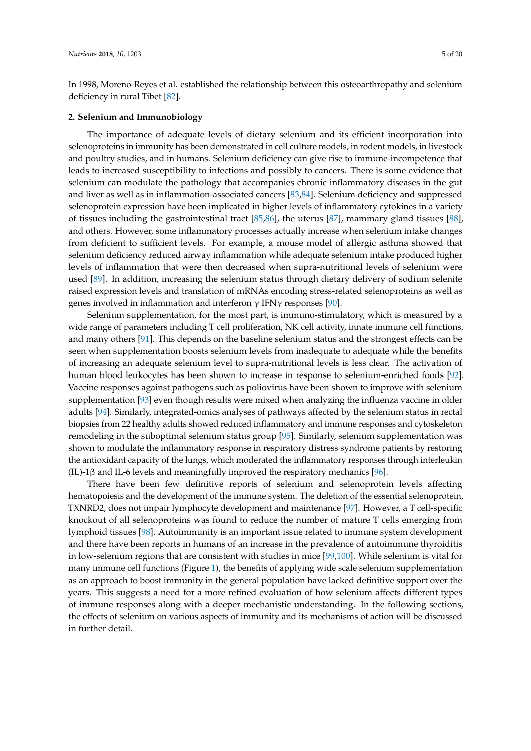In 1998, Moreno-Reyes et al. established the relationship between this osteoarthropathy and selenium deficiency in rural Tibet [82].

## 2. Selenium and Immunobiology

The importance of adequate levels of dietary selenium and its efficient incorporation into selenoproteins in immunity has been demonstrated in cell culture models, in rodent models, in livestock and poultry studies, and in humans. Selenium deficiency can give rise to immune-incompetence that leads to increased susceptibility to infections and possibly to cancers. There is some evidence that selenium can modulate the pathology that accompanies chronic inflammatory diseases in the gut and liver as well as in inflammation-associated cancers [83,84]. Selenium deficiency and suppressed selenoprotein expression have been implicated in higher levels of inflammatory cytokines in a variety of tissues including the gastrointestinal tract [85,86], the uterus [87], mammary gland tissues [88], and others. However, some inflammatory processes actually increase when selenium intake changes from deficient to sufficient levels. For example, a mouse model of allergic asthma showed that selenium deficiency reduced airway inflammation while adequate selenium intake produced higher levels of inflammation that were then decreased when supra-nutritional levels of selenium were used [89]. In addition, increasing the selenium status through dietary delivery of sodium selenite raised expression levels and translation of mRNAs encoding stress-related selenoproteins as well as genes involved in inflammation and interferon γ IFNγ responses [90].

Selenium supplementation, for the most part, is immuno-stimulatory, which is measured by a wide range of parameters including T cell proliferation, NK cell activity, innate immune cell functions, and many others [91]. This depends on the baseline selenium status and the strongest effects can be seen when supplementation boosts selenium levels from inadequate to adequate while the benefits of increasing an adequate selenium level to supra-nutritional levels is less clear. The activation of human blood leukocytes has been shown to increase in response to selenium-enriched foods [92]. Vaccine responses against pathogens such as poliovirus have been shown to improve with selenium supplementation [93] even though results were mixed when analyzing the influenza vaccine in older adults [94]. Similarly, integrated-omics analyses of pathways affected by the selenium status in rectal biopsies from 22 healthy adults showed reduced inflammatory and immune responses and cytoskeleton remodeling in the suboptimal selenium status group [95]. Similarly, selenium supplementation was shown to modulate the inflammatory response in respiratory distress syndrome patients by restoring the antioxidant capacity of the lungs, which moderated the inflammatory responses through interleukin (IL)-1β and IL-6 levels and meaningfully improved the respiratory mechanics [96].

There have been few definitive reports of selenium and selenoprotein levels affecting hematopoiesis and the development of the immune system. The deletion of the essential selenoprotein, TXNRD2, does not impair lymphocyte development and maintenance [97]. However, a T cell-specific knockout of all selenoproteins was found to reduce the number of mature T cells emerging from lymphoid tissues [98]. Autoimmunity is an important issue related to immune system development and there have been reports in humans of an increase in the prevalence of autoimmune thyroiditis in low-selenium regions that are consistent with studies in mice [99,100]. While selenium is vital for many immune cell functions (Figure 1), the benefits of applying wide scale selenium supplementation as an approach to boost immunity in the general population have lacked definitive support over the years. This suggests a need for a more refined evaluation of how selenium affects different types of immune responses along with a deeper mechanistic understanding. In the following sections, the effects of selenium on various aspects of immunity and its mechanisms of action will be discussed in further detail.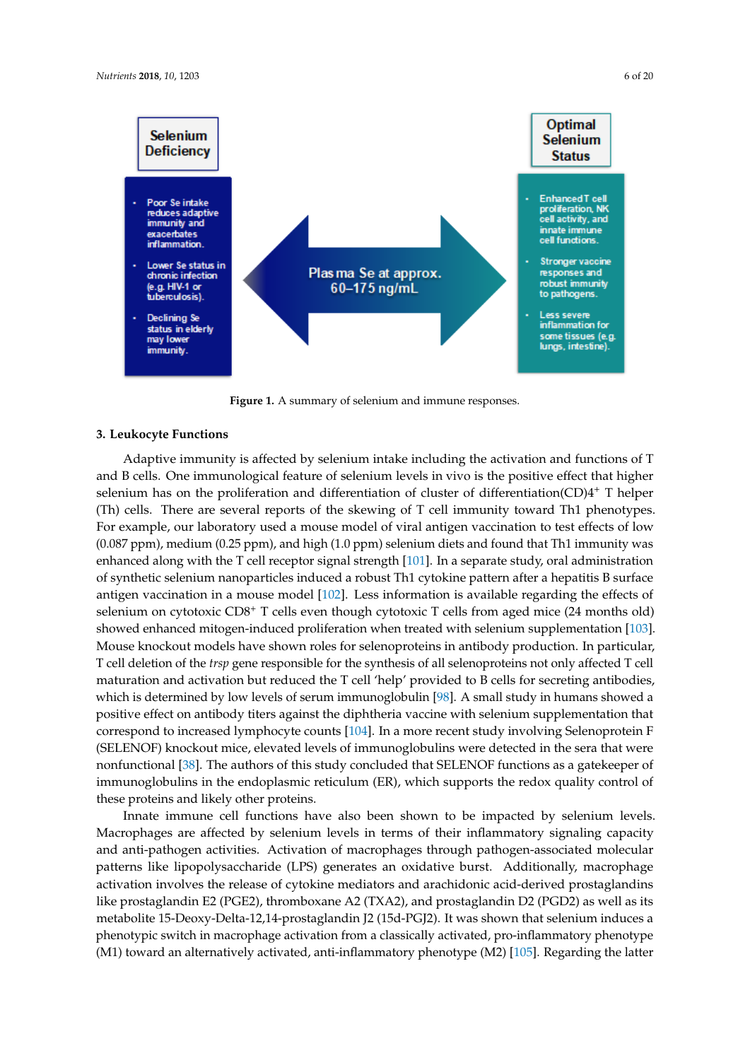**Selenium Deficiency**

- Poor Se intake reduces adaptive immunity and exacerbates inflammation.
- Lower Se status in chronic infection (e.g. HIV-1 or tuberculosis).
- Declining Se status in elderly may lower immunity.

Plasma Se at approx. 60–175 ng/mL

**Optimal Selenium Status**

- Enhanced T cell proliferation, NK cell activity, and innate immune cell functions.
- Stronger vaccine responses and robust immunity to pathogens.
- Less severe inflammation for some tissues (e.g. lungs, intestine).

**Figure 1.** A summary of selenium and immune responses.

## 3. Leukocyte Functions

Adaptive immunity is affected by selenium intake including the activation and functions of T and B cells. One immunological feature of selenium levels in vivo is the positive effect that higher selenium has on the proliferation and differentiation of cluster of differentiation(CD)4$^+$ T helper (Th) cells. There are several reports of the skewing of T cell immunity toward Th1 phenotypes. For example, our laboratory used a mouse model of viral antigen vaccination to test effects of low (0.087 ppm), medium (0.25 ppm), and high (1.0 ppm) selenium diets and found that Th1 immunity was enhanced along with the T cell receptor signal strength [101]. In a separate study, oral administration of synthetic selenium nanoparticles induced a robust Th1 cytokine pattern after a hepatitis B surface antigen vaccination in a mouse model [102]. Less information is available regarding the effects of selenium on cytotoxic CD8$^+$ T cells even though cytotoxic T cells from aged mice (24 months old) showed enhanced mitogen-induced proliferation when treated with selenium supplementation [103]. Mouse knockout models have shown roles for selenoproteins in antibody production. In particular, T cell deletion of the *trsp* gene responsible for the synthesis of all selenoproteins not only affected T cell maturation and activation but reduced the T cell 'help' provided to B cells for secreting antibodies, which is determined by low levels of serum immunoglobulin [98]. A small study in humans showed a positive effect on antibody titers against the diphtheria vaccine with selenium supplementation that correspond to increased lymphocyte counts [104]. In a more recent study involving Selenoprotein F (SELENOF) knockout mice, elevated levels of immunoglobulins were detected in the sera that were nonfunctional [38]. The authors of this study concluded that SELENOF functions as a gatekeeper of immunoglobulins in the endoplasmic reticulum (ER), which supports the redox quality control of these proteins and likely other proteins.

Innate immune cell functions have also been shown to be impacted by selenium levels. Macrophages are affected by selenium levels in terms of their inflammatory signaling capacity and anti-pathogen activities. Activation of macrophages through pathogen-associated molecular patterns like lipopolysaccharide (LPS) generates an oxidative burst. Additionally, macrophage activation involves the release of cytokine mediators and arachidonic acid-derived prostaglandins like prostaglandin E2 (PGE2), thromboxane A2 (TXA2), and prostaglandin D2 (PGD2) as well as its metabolite 15-Deoxy-Delta-12,14-prostaglandin J2 (15d-PGJ2). It was shown that selenium induces a phenotypic switch in macrophage activation from a classically activated, pro-inflammatory phenotype (M1) toward an alternatively activated, anti-inflammatory phenotype (M2) [105]. Regarding the latter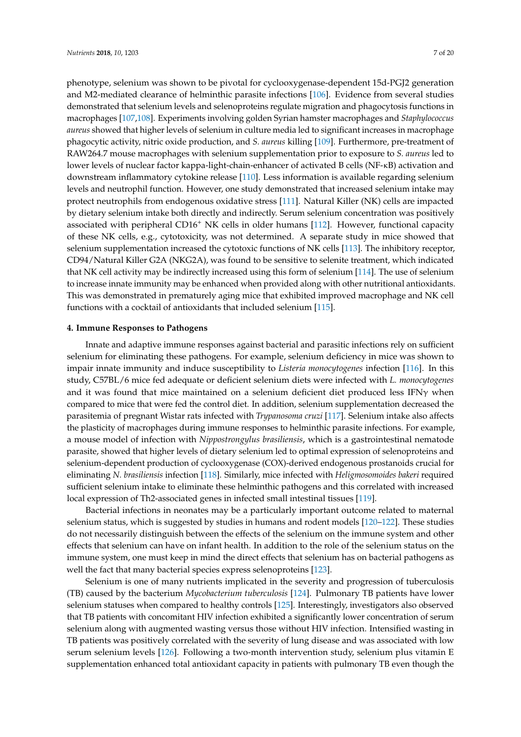phenotype, selenium was shown to be pivotal for cyclooxygenase-dependent 15d-PGJ2 generation and M2-mediated clearance of helminthic parasite infections [106]. Evidence from several studies demonstrated that selenium levels and selenoproteins regulate migration and phagocytosis functions in macrophages [107,108]. Experiments involving golden Syrian hamster macrophages and *Staphylococcus aureus* showed that higher levels of selenium in culture media led to significant increases in macrophage phagocytic activity, nitric oxide production, and *S. aureus* killing [109]. Furthermore, pre-treatment of RAW264.7 mouse macrophages with selenium supplementation prior to exposure to *S. aureus* led to lower levels of nuclear factor kappa-light-chain-enhancer of activated B cells (NF-κB) activation and downstream inflammatory cytokine release [110]. Less information is available regarding selenium levels and neutrophil function. However, one study demonstrated that increased selenium intake may protect neutrophils from endogenous oxidative stress [111]. Natural Killer (NK) cells are impacted by dietary selenium intake both directly and indirectly. Serum selenium concentration was positively associated with peripheral $CD16^+$ NK cells in older humans [112]. However, functional capacity of these NK cells, e.g., cytotoxicity, was not determined. A separate study in mice showed that selenium supplementation increased the cytotoxic functions of NK cells [113]. The inhibitory receptor, CD94/Natural Killer G2A (NKG2A), was found to be sensitive to selenite treatment, which indicated that NK cell activity may be indirectly increased using this form of selenium [114]. The use of selenium to increase innate immunity may be enhanced when provided along with other nutritional antioxidants. This was demonstrated in prematurely aging mice that exhibited improved macrophage and NK cell functions with a cocktail of antioxidants that included selenium [115].

## 4. Immune Responses to Pathogens

Innate and adaptive immune responses against bacterial and parasitic infections rely on sufficient selenium for eliminating these pathogens. For example, selenium deficiency in mice was shown to impair innate immunity and induce susceptibility to *Listeria monocytogenes* infection [116]. In this study, C57BL/6 mice fed adequate or deficient selenium diets were infected with *L. monocytogenes* and it was found that mice maintained on a selenium deficient diet produced less IFNγ when compared to mice that were fed the control diet. In addition, selenium supplementation decreased the parasitemia of pregnant Wistar rats infected with *Trypanosoma cruzi* [117]. Selenium intake also affects the plasticity of macrophages during immune responses to helminthic parasite infections. For example, a mouse model of infection with *Nippostrongylus brasiliensis*, which is a gastrointestinal nematode parasite, showed that higher levels of dietary selenium led to optimal expression of selenoproteins and selenium-dependent production of cyclooxygenase (COX)-derived endogenous prostanoids crucial for eliminating *N. brasiliensis* infection [118]. Similarly, mice infected with *Heligmosomoides bakeri* required sufficient selenium intake to eliminate these helminthic pathogens and this correlated with increased local expression of Th2-associated genes in infected small intestinal tissues [119].

Bacterial infections in neonates may be a particularly important outcome related to maternal selenium status, which is suggested by studies in humans and rodent models [120–122]. These studies do not necessarily distinguish between the effects of the selenium on the immune system and other effects that selenium can have on infant health. In addition to the role of the selenium status on the immune system, one must keep in mind the direct effects that selenium has on bacterial pathogens as well the fact that many bacterial species express selenoproteins [123].

Selenium is one of many nutrients implicated in the severity and progression of tuberculosis (TB) caused by the bacterium *Mycobacterium tuberculosis* [124]. Pulmonary TB patients have lower selenium statuses when compared to healthy controls [125]. Interestingly, investigators also observed that TB patients with concomitant HIV infection exhibited a significantly lower concentration of serum selenium along with augmented wasting versus those without HIV infection. Intensified wasting in TB patients was positively correlated with the severity of lung disease and was associated with low serum selenium levels [126]. Following a two-month intervention study, selenium plus vitamin E supplementation enhanced total antioxidant capacity in patients with pulmonary TB even though the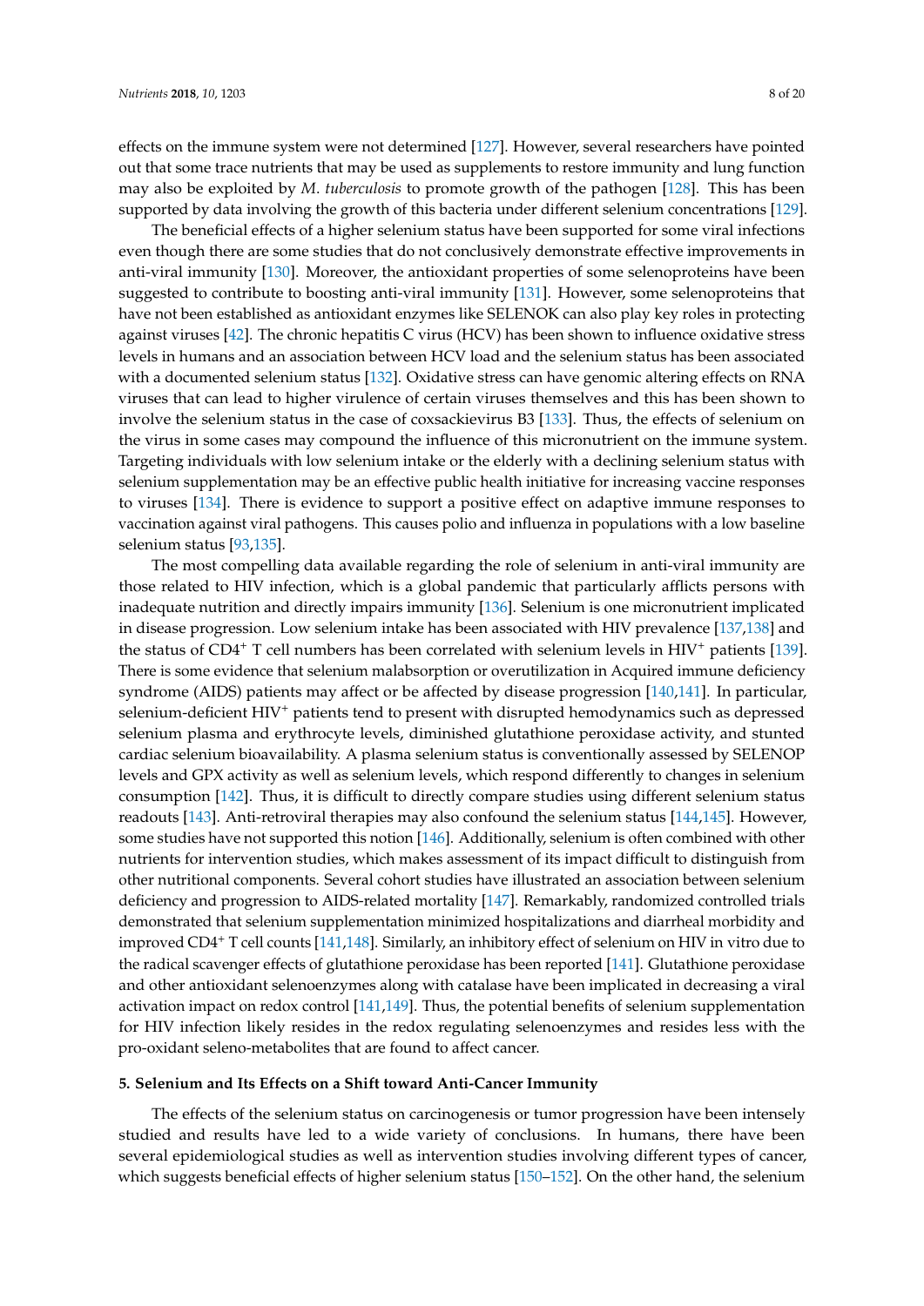effects on the immune system were not determined [127]. However, several researchers have pointed out that some trace nutrients that may be used as supplements to restore immunity and lung function may also be exploited by *M. tuberculosis* to promote growth of the pathogen [128]. This has been supported by data involving the growth of this bacteria under different selenium concentrations [129].

The beneficial effects of a higher selenium status have been supported for some viral infections even though there are some studies that do not conclusively demonstrate effective improvements in anti-viral immunity [130]. Moreover, the antioxidant properties of some selenoproteins have been suggested to contribute to boosting anti-viral immunity [131]. However, some selenoproteins that have not been established as antioxidant enzymes like SELENOK can also play key roles in protecting against viruses [42]. The chronic hepatitis C virus (HCV) has been shown to influence oxidative stress levels in humans and an association between HCV load and the selenium status has been associated with a documented selenium status [132]. Oxidative stress can have genomic altering effects on RNA viruses that can lead to higher virulence of certain viruses themselves and this has been shown to involve the selenium status in the case of coxsackievirus B3 [133]. Thus, the effects of selenium on the virus in some cases may compound the influence of this micronutrient on the immune system. Targeting individuals with low selenium intake or the elderly with a declining selenium status with selenium supplementation may be an effective public health initiative for increasing vaccine responses to viruses [134]. There is evidence to support a positive effect on adaptive immune responses to vaccination against viral pathogens. This causes polio and influenza in populations with a low baseline selenium status [93,135].

The most compelling data available regarding the role of selenium in anti-viral immunity are those related to HIV infection, which is a global pandemic that particularly afflicts persons with inadequate nutrition and directly impairs immunity [136]. Selenium is one micronutrient implicated in disease progression. Low selenium intake has been associated with HIV prevalence [137,138] and the status of $CD4^+$ T cell numbers has been correlated with selenium levels in $HIV^+$ patients [139]. There is some evidence that selenium malabsorption or overutilization in Acquired immune deficiency syndrome (AIDS) patients may affect or be affected by disease progression [140,141]. In particular, selenium-deficient $HIV^+$ patients tend to present with disrupted hemodynamics such as depressed selenium plasma and erythrocyte levels, diminished glutathione peroxidase activity, and stunted cardiac selenium bioavailability. A plasma selenium status is conventionally assessed by SELENOP levels and GPX activity as well as selenium levels, which respond differently to changes in selenium consumption [142]. Thus, it is difficult to directly compare studies using different selenium status readouts [143]. Anti-retroviral therapies may also confound the selenium status [144,145]. However, some studies have not supported this notion [146]. Additionally, selenium is often combined with other nutrients for intervention studies, which makes assessment of its impact difficult to distinguish from other nutritional components. Several cohort studies have illustrated an association between selenium deficiency and progression to AIDS-related mortality [147]. Remarkably, randomized controlled trials demonstrated that selenium supplementation minimized hospitalizations and diarrheal morbidity and improved $CD4^+$ T cell counts [141,148]. Similarly, an inhibitory effect of selenium on HIV in vitro due to the radical scavenger effects of glutathione peroxidase has been reported [141]. Glutathione peroxidase and other antioxidant selenoenzymes along with catalase have been implicated in decreasing a viral activation impact on redox control [141,149]. Thus, the potential benefits of selenium supplementation for HIV infection likely resides in the redox regulating selenoenzymes and resides less with the pro-oxidant seleno-metabolites that are found to affect cancer.

## 5. Selenium and Its Effects on a Shift toward Anti-Cancer Immunity

The effects of the selenium status on carcinogenesis or tumor progression have been intensely studied and results have led to a wide variety of conclusions. In humans, there have been several epidemiological studies as well as intervention studies involving different types of cancer, which suggests beneficial effects of higher selenium status [150–152]. On the other hand, the selenium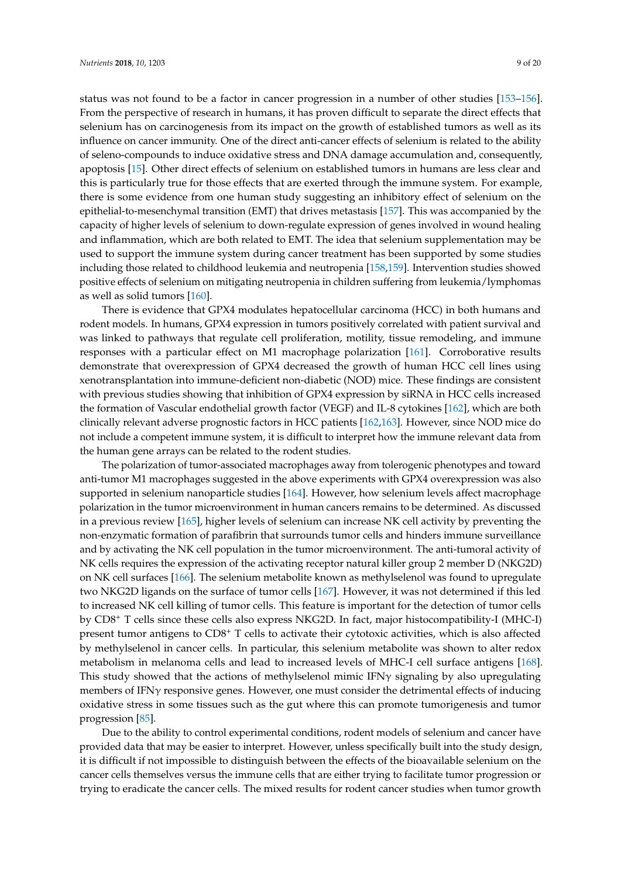status was not found to be a factor in cancer progression in a number of other studies [153–156]. From the perspective of research in humans, it has proven difficult to separate the direct effects that selenium has on carcinogenesis from its impact on the growth of established tumors as well as its influence on cancer immunity. One of the direct anti-cancer effects of selenium is related to the ability of seleno-compounds to induce oxidative stress and DNA damage accumulation and, consequently, apoptosis [15]. Other direct effects of selenium on established tumors in humans are less clear and this is particularly true for those effects that are exerted through the immune system. For example, there is some evidence from one human study suggesting an inhibitory effect of selenium on the epithelial-to-mesenchymal transition (EMT) that drives metastasis [157]. This was accompanied by the capacity of higher levels of selenium to down-regulate expression of genes involved in wound healing and inflammation, which are both related to EMT. The idea that selenium supplementation may be used to support the immune system during cancer treatment has been supported by some studies including those related to childhood leukemia and neutropenia [158,159]. Intervention studies showed positive effects of selenium on mitigating neutropenia in children suffering from leukemia/lymphomas as well as solid tumors [160].

There is evidence that GPX4 modulates hepatocellular carcinoma (HCC) in both humans and rodent models. In humans, GPX4 expression in tumors positively correlated with patient survival and was linked to pathways that regulate cell proliferation, motility, tissue remodeling, and immune responses with a particular effect on M1 macrophage polarization [161]. Corroborative results demonstrate that overexpression of GPX4 decreased the growth of human HCC cell lines using xenotransplantation into immune-deficient non-diabetic (NOD) mice. These findings are consistent with previous studies showing that inhibition of GPX4 expression by siRNA in HCC cells increased the formation of Vascular endothelial growth factor (VEGF) and IL-8 cytokines [162], which are both clinically relevant adverse prognostic factors in HCC patients [162,163]. However, since NOD mice do not include a competent immune system, it is difficult to interpret how the immune relevant data from the human gene arrays can be related to the rodent studies.

The polarization of tumor-associated macrophages away from tolerogenic phenotypes and toward anti-tumor M1 macrophages suggested in the above experiments with GPX4 overexpression was also supported in selenium nanoparticle studies [164]. However, how selenium levels affect macrophage polarization in the tumor microenvironment in human cancers remains to be determined. As discussed in a previous review [165], higher levels of selenium can increase NK cell activity by preventing the non-enzymatic formation of parafibrin that surrounds tumor cells and hinders immune surveillance and by activating the NK cell population in the tumor microenvironment. The anti-tumoral activity of NK cells requires the expression of the activating receptor natural killer group 2 member D (NKG2D) on NK cell surfaces [166]. The selenium metabolite known as methylselenol was found to upregulate two NKG2D ligands on the surface of tumor cells [167]. However, it was not determined if this led to increased NK cell killing of tumor cells. This feature is important for the detection of tumor cells by $CD8^+$ T cells since these cells also express NKG2D. In fact, major histocompatibility-I (MHC-I) present tumor antigens to $CD8^+$ T cells to activate their cytotoxic activities, which is also affected by methylselenol in cancer cells. In particular, this selenium metabolite was shown to alter redox metabolism in melanoma cells and lead to increased levels of MHC-I cell surface antigens [168]. This study showed that the actions of methylselenol mimic IFNγ signaling by also upregulating members of IFNγ responsive genes. However, one must consider the detrimental effects of inducing oxidative stress in some tissues such as the gut where this can promote tumorigenesis and tumor progression [85].

Due to the ability to control experimental conditions, rodent models of selenium and cancer have provided data that may be easier to interpret. However, unless specifically built into the study design, it is difficult if not impossible to distinguish between the effects of the bioavailable selenium on the cancer cells themselves versus the immune cells that are either trying to facilitate tumor progression or trying to eradicate the cancer cells. The mixed results for rodent cancer studies when tumor growth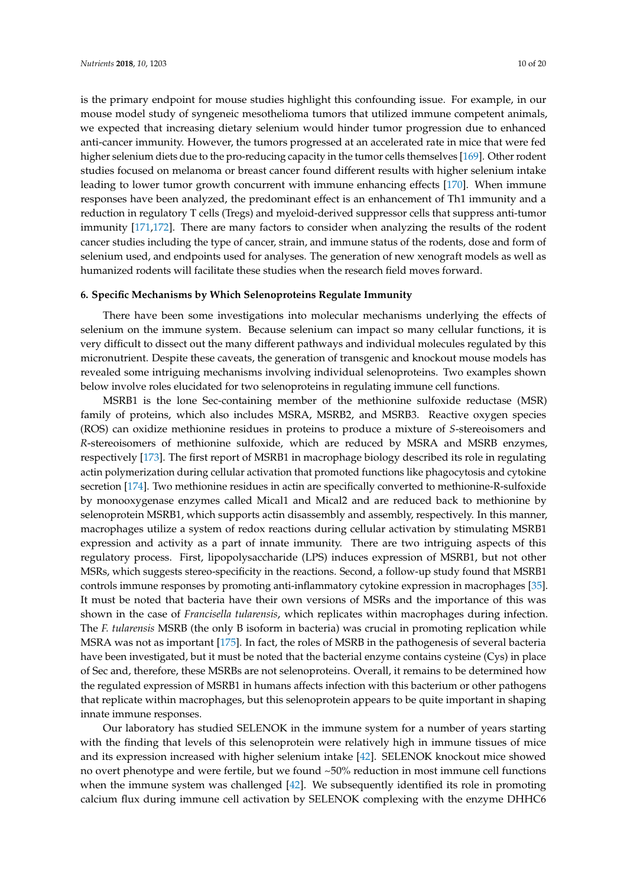is the primary endpoint for mouse studies highlight this confounding issue. For example, in our mouse model study of syngeneic mesothelioma tumors that utilized immune competent animals, we expected that increasing dietary selenium would hinder tumor progression due to enhanced anti-cancer immunity. However, the tumors progressed at an accelerated rate in mice that were fed higher selenium diets due to the pro-reducing capacity in the tumor cells themselves [169]. Other rodent studies focused on melanoma or breast cancer found different results with higher selenium intake leading to lower tumor growth concurrent with immune enhancing effects [170]. When immune responses have been analyzed, the predominant effect is an enhancement of Th1 immunity and a reduction in regulatory T cells (Tregs) and myeloid-derived suppressor cells that suppress anti-tumor immunity [171,172]. There are many factors to consider when analyzing the results of the rodent cancer studies including the type of cancer, strain, and immune status of the rodents, dose and form of selenium used, and endpoints used for analyses. The generation of new xenograft models as well as humanized rodents will facilitate these studies when the research field moves forward.

#### 6. Specific Mechanisms by Which Selenoproteins Regulate Immunity

There have been some investigations into molecular mechanisms underlying the effects of selenium on the immune system. Because selenium can impact so many cellular functions, it is very difficult to dissect out the many different pathways and individual molecules regulated by this micronutrient. Despite these caveats, the generation of transgenic and knockout mouse models has revealed some intriguing mechanisms involving individual selenoproteins. Two examples shown below involve roles elucidated for two selenoproteins in regulating immune cell functions.

MSRB1 is the lone Sec-containing member of the methionine sulfoxide reductase (MSR) family of proteins, which also includes MSRA, MSRB2, and MSRB3. Reactive oxygen species (ROS) can oxidize methionine residues in proteins to produce a mixture of *S*-stereoisomers and *R*-stereoisomers of methionine sulfoxide, which are reduced by MSRA and MSRB enzymes, respectively [173]. The first report of MSRB1 in macrophage biology described its role in regulating actin polymerization during cellular activation that promoted functions like phagocytosis and cytokine secretion [174]. Two methionine residues in actin are specifically converted to methionine-R-sulfoxide by monooxygenase enzymes called Mical1 and Mical2 and are reduced back to methionine by selenoprotein MSRB1, which supports actin disassembly and assembly, respectively. In this manner, macrophages utilize a system of redox reactions during cellular activation by stimulating MSRB1 expression and activity as a part of innate immunity. There are two intriguing aspects of this regulatory process. First, lipopolysaccharide (LPS) induces expression of MSRB1, but not other MSRs, which suggests stereo-specificity in the reactions. Second, a follow-up study found that MSRB1 controls immune responses by promoting anti-inflammatory cytokine expression in macrophages [35]. It must be noted that bacteria have their own versions of MSRs and the importance of this was shown in the case of *Francisella tularensis*, which replicates within macrophages during infection. The *F. tularensis* MSRB (the only B isoform in bacteria) was crucial in promoting replication while MSRA was not as important [175]. In fact, the roles of MSRB in the pathogenesis of several bacteria have been investigated, but it must be noted that the bacterial enzyme contains cysteine (Cys) in place of Sec and, therefore, these MSRBs are not selenoproteins. Overall, it remains to be determined how the regulated expression of MSRB1 in humans affects infection with this bacterium or other pathogens that replicate within macrophages, but this selenoprotein appears to be quite important in shaping innate immune responses.

Our laboratory has studied SELENOK in the immune system for a number of years starting with the finding that levels of this selenoprotein were relatively high in immune tissues of mice and its expression increased with higher selenium intake [42]. SELENOK knockout mice showed no overt phenotype and were fertile, but we found ~50% reduction in most immune cell functions when the immune system was challenged [42]. We subsequently identified its role in promoting calcium flux during immune cell activation by SELENOK complexing with the enzyme DHHC6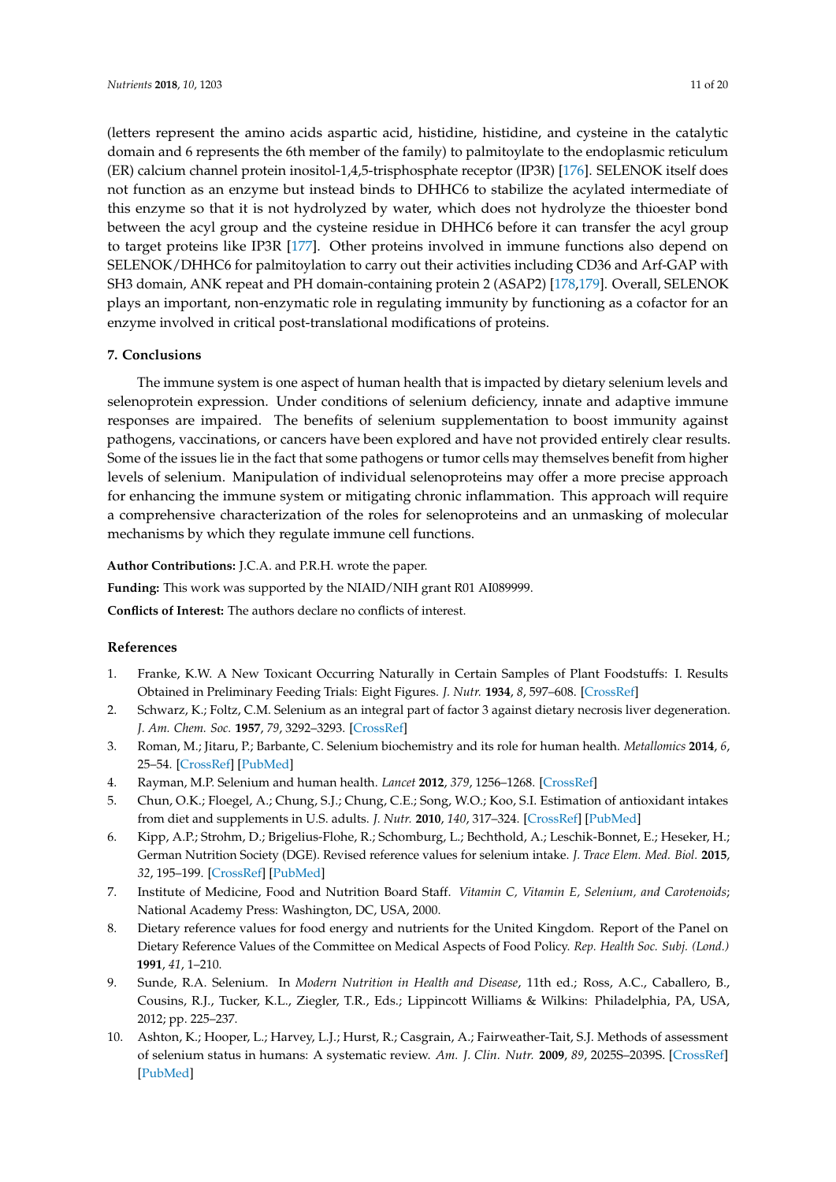(letters represent the amino acids aspartic acid, histidine, histidine, and cysteine in the catalytic domain and 6 represents the 6th member of the family) to palmitoylate to the endoplasmic reticulum (ER) calcium channel protein inositol-1,4,5-trisphosphate receptor (IP3R) [176]. SELENOK itself does not function as an enzyme but instead binds to DHHC6 to stabilize the acylated intermediate of this enzyme so that it is not hydrolyzed by water, which does not hydrolyze the thioester bond between the acyl group and the cysteine residue in DHHC6 before it can transfer the acyl group to target proteins like IP3R [177]. Other proteins involved in immune functions also depend on SELENOK/DHHC6 for palmitoylation to carry out their activities including CD36 and Arf-GAP with SH3 domain, ANK repeat and PH domain-containing protein 2 (ASAP2) [178,179]. Overall, SELENOK plays an important, non-enzymatic role in regulating immunity by functioning as a cofactor for an enzyme involved in critical post-translational modifications of proteins.

## 7. Conclusions

The immune system is one aspect of human health that is impacted by dietary selenium levels and selenoprotein expression. Under conditions of selenium deficiency, innate and adaptive immune responses are impaired. The benefits of selenium supplementation to boost immunity against pathogens, vaccinations, or cancers have been explored and have not provided entirely clear results. Some of the issues lie in the fact that some pathogens or tumor cells may themselves benefit from higher levels of selenium. Manipulation of individual selenoproteins may offer a more precise approach for enhancing the immune system or mitigating chronic inflammation. This approach will require a comprehensive characterization of the roles for selenoproteins and an unmasking of molecular mechanisms by which they regulate immune cell functions.

**Author Contributions:** J.C.A. and P.R.H. wrote the paper.

**Funding:** This work was supported by the NIAID/NIH grant R01 AI089999.

**Conflicts of Interest:** The authors declare no conflicts of interest.

## References

1. Franke, K.W. A New Toxicant Occurring Naturally in Certain Samples of Plant Foodstuffs: I. Results Obtained in Preliminary Feeding Trials: Eight Figures. *J. Nutr.* **1934**, *8*, 597–608. [CrossRef]
2. Schwarz, K.; Foltz, C.M. Selenium as an integral part of factor 3 against dietary necrosis liver degeneration. *J. Am. Chem. Soc.* **1957**, *79*, 3292–3293. [CrossRef]
3. Roman, M.; Jitaru, P.; Barbante, C. Selenium biochemistry and its role for human health. *Metallomics* **2014**, *6*, 25–54. [CrossRef] [PubMed]
4. Rayman, M.P. Selenium and human health. *Lancet* **2012**, *379*, 1256–1268. [CrossRef]
5. Chun, O.K.; Floegel, A.; Chung, S.J.; Chung, C.E.; Song, W.O.; Koo, S.I. Estimation of antioxidant intakes from diet and supplements in U.S. adults. *J. Nutr.* **2010**, *140*, 317–324. [CrossRef] [PubMed]
6. Kipp, A.P.; Strohm, D.; Brigelius-Flohe, R.; Schomburg, L.; Bechthold, A.; Leschik-Bonnet, E.; Heseker, H.; German Nutrition Society (DGE). Revised reference values for selenium intake. *J. Trace Elem. Med. Biol.* **2015**, *32*, 195–199. [CrossRef] [PubMed]
7. Institute of Medicine, Food and Nutrition Board Staff. *Vitamin C, Vitamin E, Selenium, and Carotenoids*; National Academy Press: Washington, DC, USA, 2000.
8. Dietary reference values for food energy and nutrients for the United Kingdom. Report of the Panel on Dietary Reference Values of the Committee on Medical Aspects of Food Policy. *Rep. Health Soc. Subj. (Lond.)* **1991**, *41*, 1–210.
9. Sunde, R.A. Selenium. In *Modern Nutrition in Health and Disease*, 11th ed.; Ross, A.C., Caballero, B., Cousins, R.J., Tucker, K.L., Ziegler, T.R., Eds.; Lippincott Williams & Wilkins: Philadelphia, PA, USA, 2012; pp. 225–237.
10. Ashton, K.; Hooper, L.; Harvey, L.J.; Hurst, R.; Casgrain, A.; Fairweather-Tait, S.J. Methods of assessment of selenium status in humans: A systematic review. *Am. J. Clin. Nutr.* **2009**, *89*, 2025S–2039S. [CrossRef] [PubMed]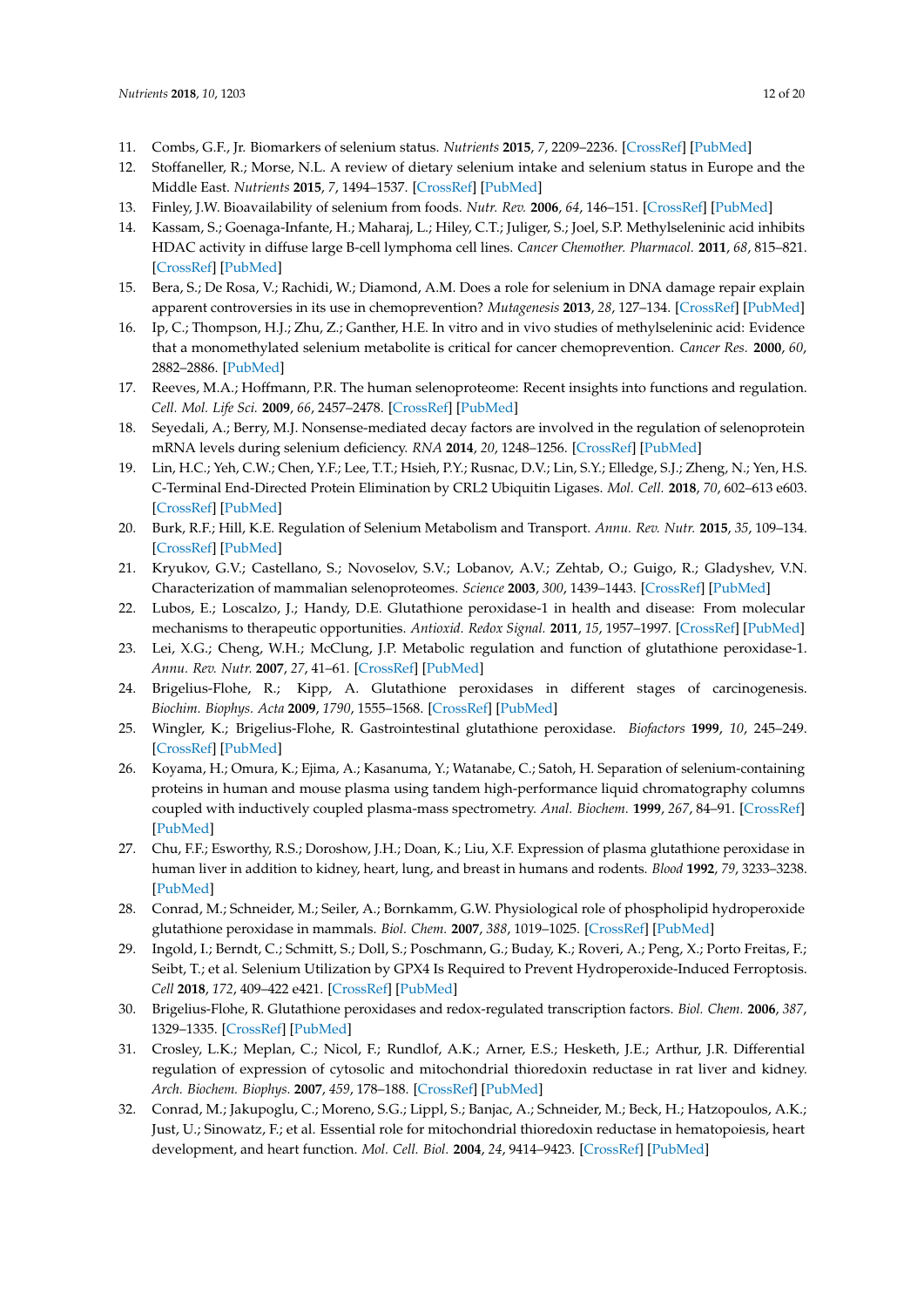11. Combs, G.F., Jr. Biomarkers of selenium status. *Nutrients* **2015**, *7*, 2209–2236. [CrossRef] [PubMed]
12. Stoffaneller, R.; Morse, N.L. A review of dietary selenium intake and selenium status in Europe and the Middle East. *Nutrients* **2015**, *7*, 1494–1537. [CrossRef] [PubMed]
13. Finley, J.W. Bioavailability of selenium from foods. *Nutr. Rev.* **2006**, *64*, 146–151. [CrossRef] [PubMed]
14. Kassam, S.; Goenaga-Infante, H.; Maharaj, L.; Hiley, C.T.; Juliger, S.; Joel, S.P. Methylseleninic acid inhibits HDAC activity in diffuse large B-cell lymphoma cell lines. *Cancer Chemother. Pharmacol.* **2011**, *68*, 815–821. [CrossRef] [PubMed]
15. Bera, S.; De Rosa, V.; Rachidi, W.; Diamond, A.M. Does a role for selenium in DNA damage repair explain apparent controversies in its use in chemoprevention? *Mutagenesis* **2013**, *28*, 127–134. [CrossRef] [PubMed]
16. Ip, C.; Thompson, H.J.; Zhu, Z.; Ganther, H.E. In vitro and in vivo studies of methylseleninic acid: Evidence that a monomethylated selenium metabolite is critical for cancer chemoprevention. *Cancer Res.* **2000**, *60*, 2882–2886. [PubMed]
17. Reeves, M.A.; Hoffmann, P.R. The human selenoproteome: Recent insights into functions and regulation. *Cell. Mol. Life Sci.* **2009**, *66*, 2457–2478. [CrossRef] [PubMed]
18. Seyedali, A.; Berry, M.J. Nonsense-mediated decay factors are involved in the regulation of selenoprotein mRNA levels during selenium deficiency. *RNA* **2014**, *20*, 1248–1256. [CrossRef] [PubMed]
19. Lin, H.C.; Yeh, C.W.; Chen, Y.F.; Lee, T.T.; Hsieh, P.Y.; Rusnac, D.V.; Lin, S.Y.; Elledge, S.J.; Zheng, N.; Yen, H.S. C-Terminal End-Directed Protein Elimination by CRL2 Ubiquitin Ligases. *Mol. Cell.* **2018**, *70*, 602–613 e603. [CrossRef] [PubMed]
20. Burk, R.F.; Hill, K.E. Regulation of Selenium Metabolism and Transport. *Annu. Rev. Nutr.* **2015**, *35*, 109–134. [CrossRef] [PubMed]
21. Kryukov, G.V.; Castellano, S.; Novoselov, S.V.; Lobanov, A.V.; Zehtab, O.; Guigo, R.; Gladyshev, V.N. Characterization of mammalian selenoproteomes. *Science* **2003**, *300*, 1439–1443. [CrossRef] [PubMed]
22. Lubos, E.; Loscalzo, J.; Handy, D.E. Glutathione peroxidase-1 in health and disease: From molecular mechanisms to therapeutic opportunities. *Antioxid. Redox Signal.* **2011**, *15*, 1957–1997. [CrossRef] [PubMed]
23. Lei, X.G.; Cheng, W.H.; McClung, J.P. Metabolic regulation and function of glutathione peroxidase-1. *Annu. Rev. Nutr.* **2007**, *27*, 41–61. [CrossRef] [PubMed]
24. Brigelius-Flohe, R.; Kipp, A. Glutathione peroxidases in different stages of carcinogenesis. *Biochim. Biophys. Acta* **2009**, *1790*, 1555–1568. [CrossRef] [PubMed]
25. Wingler, K.; Brigelius-Flohe, R. Gastrointestinal glutathione peroxidase. *Biofactors* **1999**, *10*, 245–249. [CrossRef] [PubMed]
26. Koyama, H.; Omura, K.; Ejima, A.; Kasanuma, Y.; Watanabe, C.; Satoh, H. Separation of selenium-containing proteins in human and mouse plasma using tandem high-performance liquid chromatography columns coupled with inductively coupled plasma-mass spectrometry. *Anal. Biochem.* **1999**, *267*, 84–91. [CrossRef] [PubMed]
27. Chu, F.F.; Esworthy, R.S.; Doroshow, J.H.; Doan, K.; Liu, X.F. Expression of plasma glutathione peroxidase in human liver in addition to kidney, heart, lung, and breast in humans and rodents. *Blood* **1992**, *79*, 3233–3238. [PubMed]
28. Conrad, M.; Schneider, M.; Seiler, A.; Bornkamm, G.W. Physiological role of phospholipid hydroperoxide glutathione peroxidase in mammals. *Biol. Chem.* **2007**, *388*, 1019–1025. [CrossRef] [PubMed]
29. Ingold, I.; Berndt, C.; Schmitt, S.; Doll, S.; Poschmann, G.; Buday, K.; Roveri, A.; Peng, X.; Porto Freitas, F.; Seibt, T.; et al. Selenium Utilization by GPX4 Is Required to Prevent Hydroperoxide-Induced Ferroptosis. *Cell* **2018**, *172*, 409–422 e421. [CrossRef] [PubMed]
30. Brigelius-Flohe, R. Glutathione peroxidases and redox-regulated transcription factors. *Biol. Chem.* **2006**, *387*, 1329–1335. [CrossRef] [PubMed]
31. Crosley, L.K.; Meplan, C.; Nicol, F.; Rundlof, A.K.; Arner, E.S.; Hesketh, J.E.; Arthur, J.R. Differential regulation of expression of cytosolic and mitochondrial thioredoxin reductase in rat liver and kidney. *Arch. Biochem. Biophys.* **2007**, *459*, 178–188. [CrossRef] [PubMed]
32. Conrad, M.; Jakupoglu, C.; Moreno, S.G.; Lippl, S.; Banjac, A.; Schneider, M.; Beck, H.; Hatzopoulos, A.K.; Just, U.; Sinowatz, F.; et al. Essential role for mitochondrial thioredoxin reductase in hematopoiesis, heart development, and heart function. *Mol. Cell. Biol.* **2004**, *24*, 9414–9423. [CrossRef] [PubMed]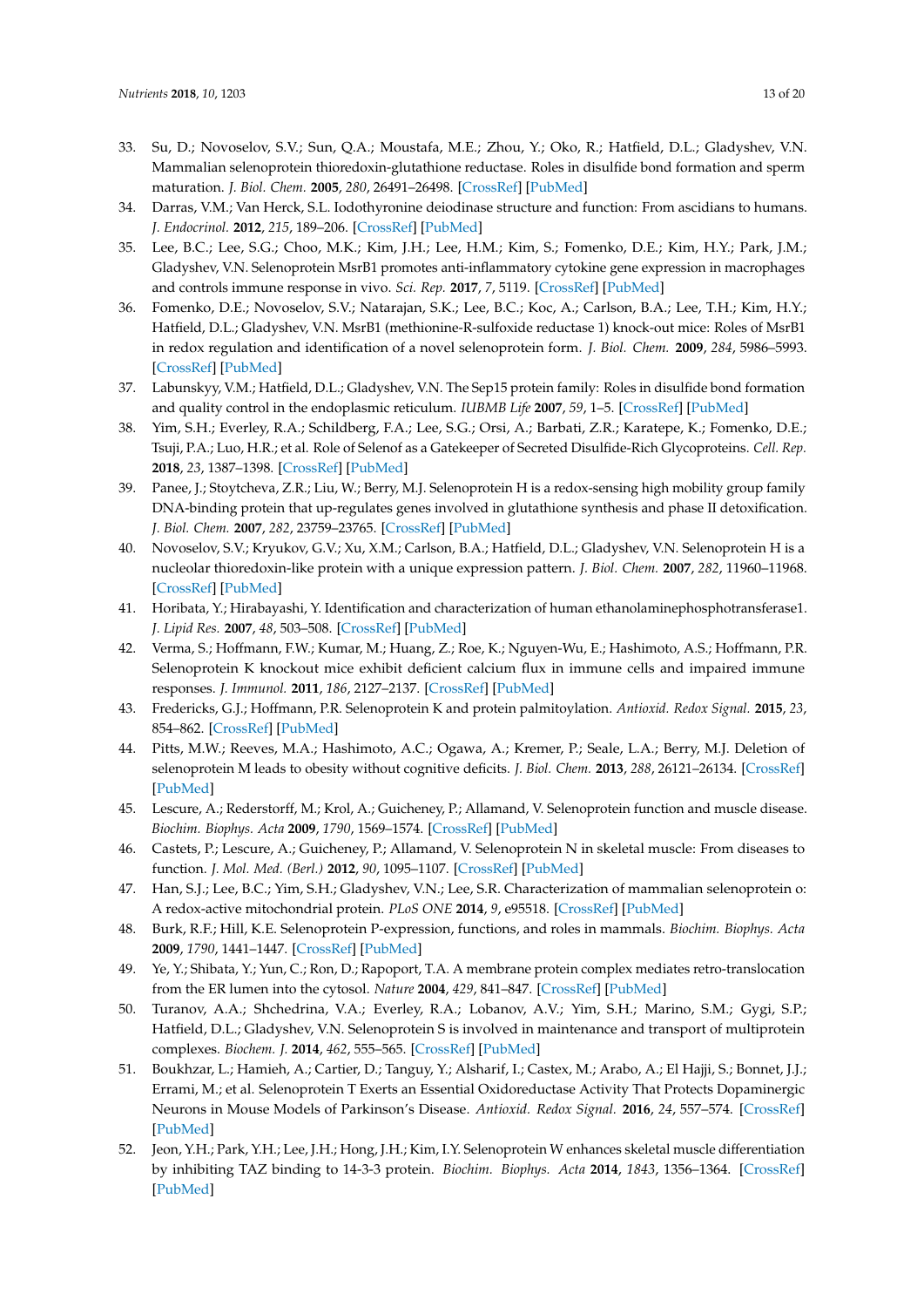33. Su, D.; Novoselov, S.V.; Sun, Q.A.; Moustafa, M.E.; Zhou, Y.; Oko, R.; Hatfield, D.L.; Gladyshev, V.N. Mammalian selenoprotein thioredoxin-glutathione reductase. Roles in disulfide bond formation and sperm maturation. *J. Biol. Chem.* **2005**, *280*, 26491–26498. [CrossRef] [PubMed]
34. Darras, V.M.; Van Herck, S.L. Iodothyronine deiodinase structure and function: From ascidians to humans. *J. Endocrinol.* **2012**, *215*, 189–206. [CrossRef] [PubMed]
35. Lee, B.C.; Lee, S.G.; Choo, M.K.; Kim, J.H.; Lee, H.M.; Kim, S.; Fomenko, D.E.; Kim, H.Y.; Park, J.M.; Gladyshev, V.N. Selenoprotein MsrB1 promotes anti-inflammatory cytokine gene expression in macrophages and controls immune response in vivo. *Sci. Rep.* **2017**, *7*, 5119. [CrossRef] [PubMed]
36. Fomenko, D.E.; Novoselov, S.V.; Natarajan, S.K.; Lee, B.C.; Koc, A.; Carlson, B.A.; Lee, T.H.; Kim, H.Y.; Hatfield, D.L.; Gladyshev, V.N. MsrB1 (methionine-R-sulfoxide reductase 1) knock-out mice: Roles of MsrB1 in redox regulation and identification of a novel selenoprotein form. *J. Biol. Chem.* **2009**, *284*, 5986–5993. [CrossRef] [PubMed]
37. Labunskyy, V.M.; Hatfield, D.L.; Gladyshev, V.N. The Sep15 protein family: Roles in disulfide bond formation and quality control in the endoplasmic reticulum. *IUBMB Life* **2007**, *59*, 1–5. [CrossRef] [PubMed]
38. Yim, S.H.; Everley, R.A.; Schildberg, F.A.; Lee, S.G.; Orsi, A.; Barbati, Z.R.; Karatepe, K.; Fomenko, D.E.; Tsuji, P.A.; Luo, H.R.; et al. Role of Selenof as a Gatekeeper of Secreted Disulfide-Rich Glycoproteins. *Cell. Rep.* **2018**, *23*, 1387–1398. [CrossRef] [PubMed]
39. Panee, J.; Stoytcheva, Z.R.; Liu, W.; Berry, M.J. Selenoprotein H is a redox-sensing high mobility group family DNA-binding protein that up-regulates genes involved in glutathione synthesis and phase II detoxification. *J. Biol. Chem.* **2007**, *282*, 23759–23765. [CrossRef] [PubMed]
40. Novoselov, S.V.; Kryukov, G.V.; Xu, X.M.; Carlson, B.A.; Hatfield, D.L.; Gladyshev, V.N. Selenoprotein H is a nucleolar thioredoxin-like protein with a unique expression pattern. *J. Biol. Chem.* **2007**, *282*, 11960–11968. [CrossRef] [PubMed]
41. Horibata, Y.; Hirabayashi, Y. Identification and characterization of human ethanolaminephosphotransferase1. *J. Lipid Res.* **2007**, *48*, 503–508. [CrossRef] [PubMed]
42. Verma, S.; Hoffmann, F.W.; Kumar, M.; Huang, Z.; Roe, K.; Nguyen-Wu, E.; Hashimoto, A.S.; Hoffmann, P.R. Selenoprotein K knockout mice exhibit deficient calcium flux in immune cells and impaired immune responses. *J. Immunol.* **2011**, *186*, 2127–2137. [CrossRef] [PubMed]
43. Fredericks, G.J.; Hoffmann, P.R. Selenoprotein K and protein palmitoylation. *Antioxid. Redox Signal.* **2015**, *23*, 854–862. [CrossRef] [PubMed]
44. Pitts, M.W.; Reeves, M.A.; Hashimoto, A.C.; Ogawa, A.; Kremer, P.; Seale, L.A.; Berry, M.J. Deletion of selenoprotein M leads to obesity without cognitive deficits. *J. Biol. Chem.* **2013**, *288*, 26121–26134. [CrossRef] [PubMed]
45. Lescure, A.; Rederstorff, M.; Krol, A.; Guicheney, P.; Allamand, V. Selenoprotein function and muscle disease. *Biochim. Biophys. Acta* **2009**, *1790*, 1569–1574. [CrossRef] [PubMed]
46. Castets, P.; Lescure, A.; Guicheney, P.; Allamand, V. Selenoprotein N in skeletal muscle: From diseases to function. *J. Mol. Med. (Berl.)* **2012**, *90*, 1095–1107. [CrossRef] [PubMed]
47. Han, S.J.; Lee, B.C.; Yim, S.H.; Gladyshev, V.N.; Lee, S.R. Characterization of mammalian selenoprotein o: A redox-active mitochondrial protein. *PLoS ONE* **2014**, *9*, e95518. [CrossRef] [PubMed]
48. Burk, R.F.; Hill, K.E. Selenoprotein P-expression, functions, and roles in mammals. *Biochim. Biophys. Acta* **2009**, *1790*, 1441–1447. [CrossRef] [PubMed]
49. Ye, Y.; Shibata, Y.; Yun, C.; Ron, D.; Rapoport, T.A. A membrane protein complex mediates retro-translocation from the ER lumen into the cytosol. *Nature* **2004**, *429*, 841–847. [CrossRef] [PubMed]
50. Turanov, A.A.; Shchedrina, V.A.; Everley, R.A.; Lobanov, A.V.; Yim, S.H.; Marino, S.M.; Gygi, S.P.; Hatfield, D.L.; Gladyshev, V.N. Selenoprotein S is involved in maintenance and transport of multiprotein complexes. *Biochem. J.* **2014**, *462*, 555–565. [CrossRef] [PubMed]
51. Boukhzar, L.; Hamieh, A.; Cartier, D.; Tanguy, Y.; Alsharif, I.; Castex, M.; Arabo, A.; El Hajji, S.; Bonnet, J.J.; Errami, M.; et al. Selenoprotein T Exerts an Essential Oxidoreductase Activity That Protects Dopaminergic Neurons in Mouse Models of Parkinson's Disease. *Antioxid. Redox Signal.* **2016**, *24*, 557–574. [CrossRef] [PubMed]
52. Jeon, Y.H.; Park, Y.H.; Lee, J.H.; Hong, J.H.; Kim, I.Y. Selenoprotein W enhances skeletal muscle differentiation by inhibiting TAZ binding to 14-3-3 protein. *Biochim. Biophys. Acta* **2014**, *1843*, 1356–1364. [CrossRef] [PubMed]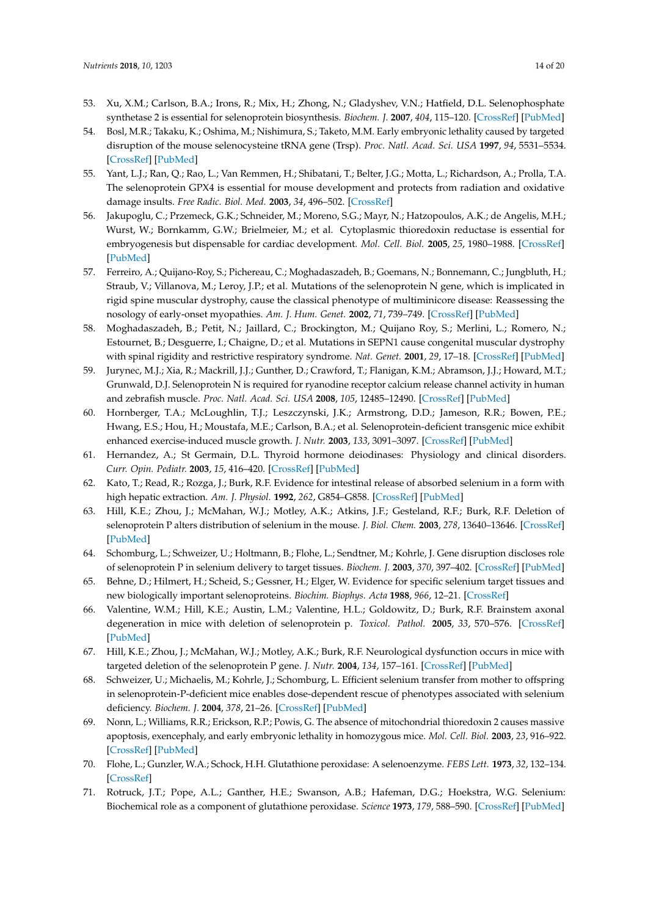53. Xu, X.M.; Carlson, B.A.; Irons, R.; Mix, H.; Zhong, N.; Gladyshev, V.N.; Hatfield, D.L. Selenophosphate synthetase 2 is essential for selenoprotein biosynthesis. *Biochem. J.* **2007**, *404*, 115–120. [CrossRef] [PubMed]
54. Bosl, M.R.; Takaku, K.; Oshima, M.; Nishimura, S.; Taketo, M.M. Early embryonic lethality caused by targeted disruption of the mouse selenocysteine tRNA gene (Trsp). *Proc. Natl. Acad. Sci. USA* **1997**, *94*, 5531–5534. [CrossRef] [PubMed]
55. Yant, L.J.; Ran, Q.; Rao, L.; Van Remmen, H.; Shibatani, T.; Belter, J.G.; Motta, L.; Richardson, A.; Prolla, T.A. The selenoprotein GPX4 is essential for mouse development and protects from radiation and oxidative damage insults. *Free Radic. Biol. Med.* **2003**, *34*, 496–502. [CrossRef]
56. Jakupoglu, C.; Przemeck, G.K.; Schneider, M.; Moreno, S.G.; Mayr, N.; Hatzopoulos, A.K.; de Angelis, M.H.; Wurst, W.; Bornkamm, G.W.; Brielmeier, M.; et al. Cytoplasmic thioredoxin reductase is essential for embryogenesis but dispensable for cardiac development. *Mol. Cell. Biol.* **2005**, *25*, 1980–1988. [CrossRef] [PubMed]
57. Ferreiro, A.; Quijano-Roy, S.; Pichereau, C.; Moghadaszadeh, B.; Goemans, N.; Bonnemann, C.; Jungbluth, H.; Straub, V.; Villanova, M.; Leroy, J.P.; et al. Mutations of the selenoprotein N gene, which is implicated in rigid spine muscular dystrophy, cause the classical phenotype of multiminicore disease: Reassessing the nosology of early-onset myopathies. *Am. J. Hum. Genet.* **2002**, *71*, 739–749. [CrossRef] [PubMed]
58. Moghadaszadeh, B.; Petit, N.; Jaillard, C.; Brockington, M.; Quijano Roy, S.; Merlini, L.; Romero, N.; Estournet, B.; Desguerre, I.; Chaigne, D.; et al. Mutations in SEPN1 cause congenital muscular dystrophy with spinal rigidity and restrictive respiratory syndrome. *Nat. Genet.* **2001**, *29*, 17–18. [CrossRef] [PubMed]
59. Jurynec, M.J.; Xia, R.; Mackrill, J.J.; Gunther, D.; Crawford, T.; Flanigan, K.M.; Abramson, J.J.; Howard, M.T.; Grunwald, D.J. Selenoprotein N is required for ryanodine receptor calcium release channel activity in human and zebrafish muscle. *Proc. Natl. Acad. Sci. USA* **2008**, *105*, 12485–12490. [CrossRef] [PubMed]
60. Hornberger, T.A.; McLoughlin, T.J.; Leszczynski, J.K.; Armstrong, D.D.; Jameson, R.R.; Bowen, P.E.; Hwang, E.S.; Hou, H.; Moustafa, M.E.; Carlson, B.A.; et al. Selenoprotein-deficient transgenic mice exhibit enhanced exercise-induced muscle growth. *J. Nutr.* **2003**, *133*, 3091–3097. [CrossRef] [PubMed]
61. Hernandez, A.; St Germain, D.L. Thyroid hormone deiodinases: Physiology and clinical disorders. *Curr. Opin. Pediatr.* **2003**, *15*, 416–420. [CrossRef] [PubMed]
62. Kato, T.; Read, R.; Rozga, J.; Burk, R.F. Evidence for intestinal release of absorbed selenium in a form with high hepatic extraction. *Am. J. Physiol.* **1992**, *262*, G854–G858. [CrossRef] [PubMed]
63. Hill, K.E.; Zhou, J.; McMahan, W.J.; Motley, A.K.; Atkins, J.F.; Gesteland, R.F.; Burk, R.F. Deletion of selenoprotein P alters distribution of selenium in the mouse. *J. Biol. Chem.* **2003**, *278*, 13640–13646. [CrossRef] [PubMed]
64. Schomburg, L.; Schweizer, U.; Holtmann, B.; Flohe, L.; Sendtner, M.; Kohrle, J. Gene disruption discloses role of selenoprotein P in selenium delivery to target tissues. *Biochem. J.* **2003**, *370*, 397–402. [CrossRef] [PubMed]
65. Behne, D.; Hilmert, H.; Scheid, S.; Gessner, H.; Elger, W. Evidence for specific selenium target tissues and new biologically important selenoproteins. *Biochim. Biophys. Acta* **1988**, *966*, 12–21. [CrossRef]
66. Valentine, W.M.; Hill, K.E.; Austin, L.M.; Valentine, H.L.; Goldowitz, D.; Burk, R.F. Brainstem axonal degeneration in mice with deletion of selenoprotein p. *Toxicol. Pathol.* **2005**, *33*, 570–576. [CrossRef] [PubMed]
67. Hill, K.E.; Zhou, J.; McMahan, W.J.; Motley, A.K.; Burk, R.F. Neurological dysfunction occurs in mice with targeted deletion of the selenoprotein P gene. *J. Nutr.* **2004**, *134*, 157–161. [CrossRef] [PubMed]
68. Schweizer, U.; Michaelis, M.; Kohrle, J.; Schomburg, L. Efficient selenium transfer from mother to offspring in selenoprotein-P-deficient mice enables dose-dependent rescue of phenotypes associated with selenium deficiency. *Biochem. J.* **2004**, *378*, 21–26. [CrossRef] [PubMed]
69. Nonn, L.; Williams, R.R.; Erickson, R.P.; Powis, G. The absence of mitochondrial thioredoxin 2 causes massive apoptosis, exencephaly, and early embryonic lethality in homozygous mice. *Mol. Cell. Biol.* **2003**, *23*, 916–922. [CrossRef] [PubMed]
70. Flohe, L.; Gunzler, W.A.; Schock, H.H. Glutathione peroxidase: A selenoenzyme. *FEBS Lett.* **1973**, *32*, 132–134. [CrossRef]
71. Rotruck, J.T.; Pope, A.L.; Ganther, H.E.; Swanson, A.B.; Hafeman, D.G.; Hoekstra, W.G. Selenium: Biochemical role as a component of glutathione peroxidase. *Science* **1973**, *179*, 588–590. [CrossRef] [PubMed]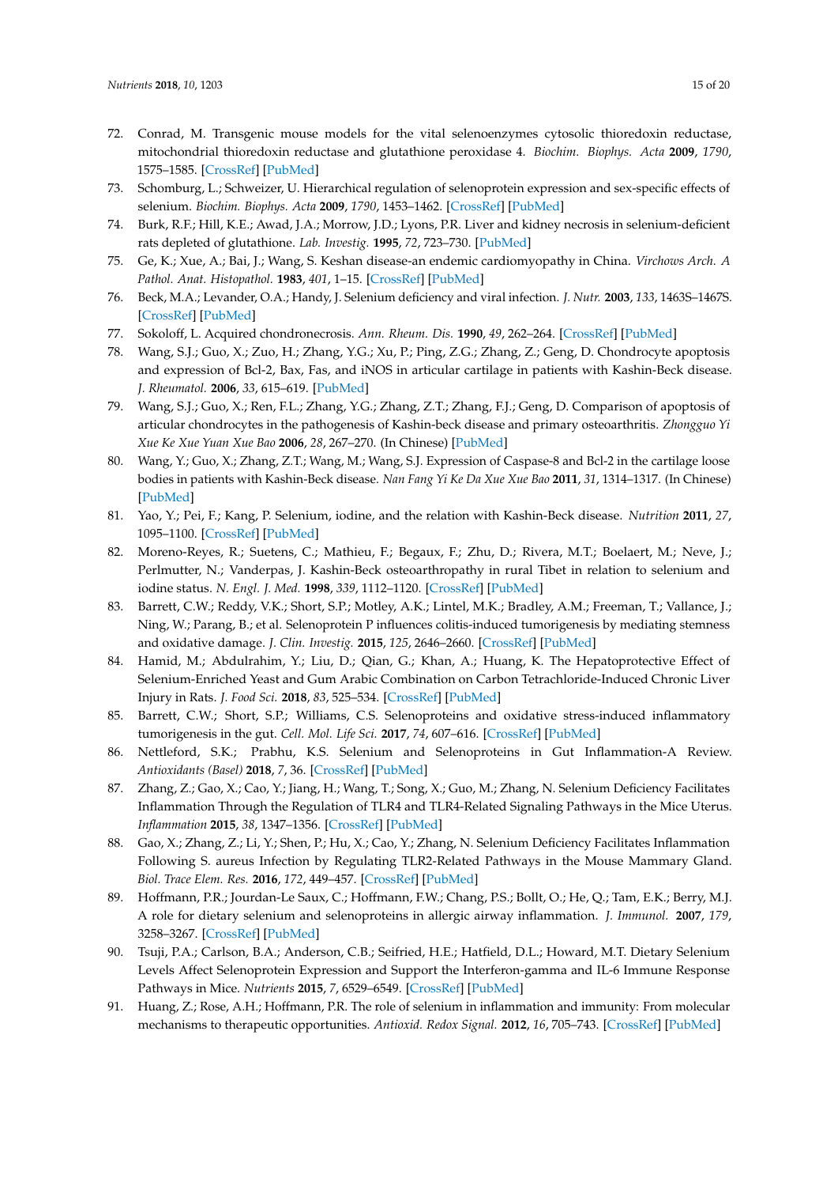72. Conrad, M. Transgenic mouse models for the vital selenoenzymes cytosolic thioredoxin reductase, mitochondrial thioredoxin reductase and glutathione peroxidase 4. *Biochim. Biophys. Acta* **2009**, *1790*, 1575–1585. [CrossRef] [PubMed]
73. Schomburg, L.; Schweizer, U. Hierarchical regulation of selenoprotein expression and sex-specific effects of selenium. *Biochim. Biophys. Acta* **2009**, *1790*, 1453–1462. [CrossRef] [PubMed]
74. Burk, R.F.; Hill, K.E.; Awad, J.A.; Morrow, J.D.; Lyons, P.R. Liver and kidney necrosis in selenium-deficient rats depleted of glutathione. *Lab. Investig.* **1995**, *72*, 723–730. [PubMed]
75. Ge, K.; Xue, A.; Bai, J.; Wang, S. Keshan disease-an endemic cardiomyopathy in China. *Virchows Arch. A Pathol. Anat. Histopathol.* **1983**, *401*, 1–15. [CrossRef] [PubMed]
76. Beck, M.A.; Levander, O.A.; Handy, J. Selenium deficiency and viral infection. *J. Nutr.* **2003**, *133*, 1463S–1467S. [CrossRef] [PubMed]
77. Sokoloff, L. Acquired chondronecrosis. *Ann. Rheum. Dis.* **1990**, *49*, 262–264. [CrossRef] [PubMed]
78. Wang, S.J.; Guo, X.; Zuo, H.; Zhang, Y.G.; Xu, P.; Ping, Z.G.; Zhang, Z.; Geng, D. Chondrocyte apoptosis and expression of Bcl-2, Bax, Fas, and iNOS in articular cartilage in patients with Kashin-Beck disease. *J. Rheumatol.* **2006**, *33*, 615–619. [PubMed]
79. Wang, S.J.; Guo, X.; Ren, F.L.; Zhang, Y.G.; Zhang, Z.T.; Zhang, F.J.; Geng, D. Comparison of apoptosis of articular chondrocytes in the pathogenesis of Kashin-beck disease and primary osteoarthritis. *Zhongguo Yi Xue Ke Xue Yuan Xue Bao* **2006**, *28*, 267–270. (In Chinese) [PubMed]
80. Wang, Y.; Guo, X.; Zhang, Z.T.; Wang, M.; Wang, S.J. Expression of Caspase-8 and Bcl-2 in the cartilage loose bodies in patients with Kashin-Beck disease. *Nan Fang Yi Ke Da Xue Xue Bao* **2011**, *31*, 1314–1317. (In Chinese) [PubMed]
81. Yao, Y.; Pei, F.; Kang, P. Selenium, iodine, and the relation with Kashin-Beck disease. *Nutrition* **2011**, *27*, 1095–1100. [CrossRef] [PubMed]
82. Moreno-Reyes, R.; Suetens, C.; Mathieu, F.; Begaux, F.; Zhu, D.; Rivera, M.T.; Boelaert, M.; Neve, J.; Perlmutter, N.; Vanderpas, J. Kashin-Beck osteoarthropathy in rural Tibet in relation to selenium and iodine status. *N. Engl. J. Med.* **1998**, *339*, 1112–1120. [CrossRef] [PubMed]
83. Barrett, C.W.; Reddy, V.K.; Short, S.P.; Motley, A.K.; Lintel, M.K.; Bradley, A.M.; Freeman, T.; Vallance, J.; Ning, W.; Parang, B.; et al. Selenoprotein P influences colitis-induced tumorigenesis by mediating stemness and oxidative damage. *J. Clin. Investig.* **2015**, *125*, 2646–2660. [CrossRef] [PubMed]
84. Hamid, M.; Abdulrahim, Y.; Liu, D.; Qian, G.; Khan, A.; Huang, K. The Hepatoprotective Effect of Selenium-Enriched Yeast and Gum Arabic Combination on Carbon Tetrachloride-Induced Chronic Liver Injury in Rats. *J. Food Sci.* **2018**, *83*, 525–534. [CrossRef] [PubMed]
85. Barrett, C.W.; Short, S.P.; Williams, C.S. Selenoproteins and oxidative stress-induced inflammatory tumorigenesis in the gut. *Cell. Mol. Life Sci.* **2017**, *74*, 607–616. [CrossRef] [PubMed]
86. Nettleford, S.K.; Prabhu, K.S. Selenium and Selenoproteins in Gut Inflammation-A Review. *Antioxidants (Basel)* **2018**, *7*, 36. [CrossRef] [PubMed]
87. Zhang, Z.; Gao, X.; Cao, Y.; Jiang, H.; Wang, T.; Song, X.; Guo, M.; Zhang, N. Selenium Deficiency Facilitates Inflammation Through the Regulation of TLR4 and TLR4-Related Signaling Pathways in the Mice Uterus. *Inflammation* **2015**, *38*, 1347–1356. [CrossRef] [PubMed]
88. Gao, X.; Zhang, Z.; Li, Y.; Shen, P.; Hu, X.; Cao, Y.; Zhang, N. Selenium Deficiency Facilitates Inflammation Following S. aureus Infection by Regulating TLR2-Related Pathways in the Mouse Mammary Gland. *Biol. Trace Elem. Res.* **2016**, *172*, 449–457. [CrossRef] [PubMed]
89. Hoffmann, P.R.; Jourdan-Le Saux, C.; Hoffmann, F.W.; Chang, P.S.; Bollt, O.; He, Q.; Tam, E.K.; Berry, M.J. A role for dietary selenium and selenoproteins in allergic airway inflammation. *J. Immunol.* **2007**, *179*, 3258–3267. [CrossRef] [PubMed]
90. Tsuji, P.A.; Carlson, B.A.; Anderson, C.B.; Seifried, H.E.; Hatfield, D.L.; Howard, M.T. Dietary Selenium Levels Affect Selenoprotein Expression and Support the Interferon-gamma and IL-6 Immune Response Pathways in Mice. *Nutrients* **2015**, *7*, 6529–6549. [CrossRef] [PubMed]
91. Huang, Z.; Rose, A.H.; Hoffmann, P.R. The role of selenium in inflammation and immunity: From molecular mechanisms to therapeutic opportunities. *Antioxid. Redox Signal.* **2012**, *16*, 705–743. [CrossRef] [PubMed]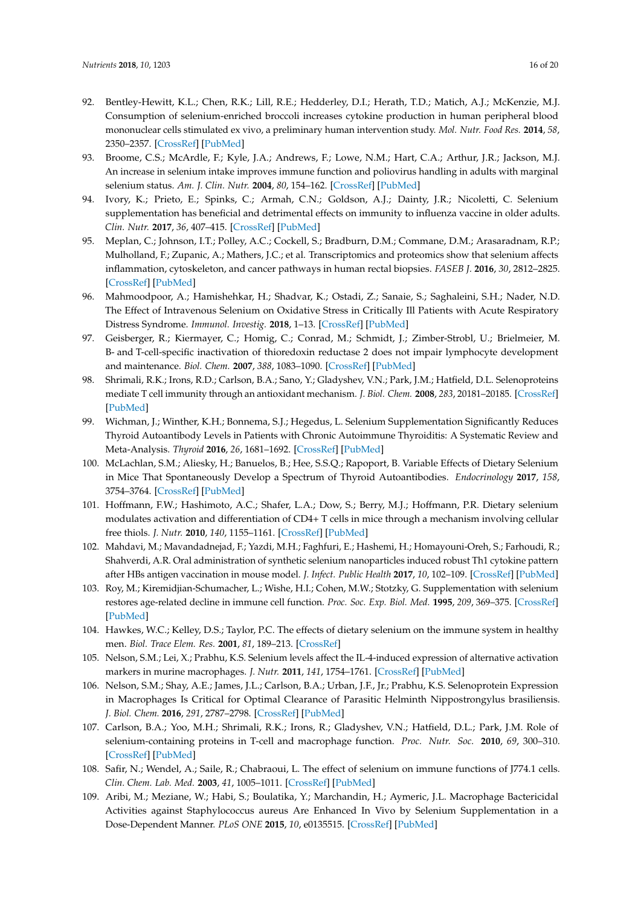92. Bentley-Hewitt, K.L.; Chen, R.K.; Lill, R.E.; Hedderley, D.I.; Herath, T.D.; Matich, A.J.; McKenzie, M.J. Consumption of selenium-enriched broccoli increases cytokine production in human peripheral blood mononuclear cells stimulated ex vivo, a preliminary human intervention study. *Mol. Nutr. Food Res.* **2014**, *58*, 2350–2357. [CrossRef] [PubMed]
93. Broome, C.S.; McArdle, F.; Kyle, J.A.; Andrews, F.; Lowe, N.M.; Hart, C.A.; Arthur, J.R.; Jackson, M.J. An increase in selenium intake improves immune function and poliovirus handling in adults with marginal selenium status. *Am. J. Clin. Nutr.* **2004**, *80*, 154–162. [CrossRef] [PubMed]
94. Ivory, K.; Prieto, E.; Spinks, C.; Armah, C.N.; Goldson, A.J.; Dainty, J.R.; Nicoletti, C. Selenium supplementation has beneficial and detrimental effects on immunity to influenza vaccine in older adults. *Clin. Nutr.* **2017**, *36*, 407–415. [CrossRef] [PubMed]
95. Meplan, C.; Johnson, I.T.; Polley, A.C.; Cockell, S.; Bradburn, D.M.; Commane, D.M.; Arasaradnam, R.P.; Mulholland, F.; Zupanic, A.; Mathers, J.C.; et al. Transcriptomics and proteomics show that selenium affects inflammation, cytoskeleton, and cancer pathways in human rectal biopsies. *FASEB J.* **2016**, *30*, 2812–2825. [CrossRef] [PubMed]
96. Mahmoodpoor, A.; Hamishehkar, H.; Shadvar, K.; Ostadi, Z.; Sanaie, S.; Saghaleini, S.H.; Nader, N.D. The Effect of Intravenous Selenium on Oxidative Stress in Critically Ill Patients with Acute Respiratory Distress Syndrome. *Immunol. Investig.* **2018**, 1–13. [CrossRef] [PubMed]
97. Geisberger, R.; Kiermayer, C.; Homig, C.; Conrad, M.; Schmidt, J.; Zimber-Strobl, U.; Brielmeier, M. B- and T-cell-specific inactivation of thioredoxin reductase 2 does not impair lymphocyte development and maintenance. *Biol. Chem.* **2007**, *388*, 1083–1090. [CrossRef] [PubMed]
98. Shrimali, R.K.; Irons, R.D.; Carlson, B.A.; Sano, Y.; Gladyshev, V.N.; Park, J.M.; Hatfield, D.L. Selenoproteins mediate T cell immunity through an antioxidant mechanism. *J. Biol. Chem.* **2008**, *283*, 20181–20185. [CrossRef] [PubMed]
99. Wichman, J.; Winther, K.H.; Bonnema, S.J.; Hegedus, L. Selenium Supplementation Significantly Reduces Thyroid Autoantibody Levels in Patients with Chronic Autoimmune Thyroiditis: A Systematic Review and Meta-Analysis. *Thyroid* **2016**, *26*, 1681–1692. [CrossRef] [PubMed]
100. McLachlan, S.M.; Aliesky, H.; Banuelos, B.; Hee, S.S.Q.; Rapoport, B. Variable Effects of Dietary Selenium in Mice That Spontaneously Develop a Spectrum of Thyroid Autoantibodies. *Endocrinology* **2017**, *158*, 3754–3764. [CrossRef] [PubMed]
101. Hoffmann, F.W.; Hashimoto, A.C.; Shafer, L.A.; Dow, S.; Berry, M.J.; Hoffmann, P.R. Dietary selenium modulates activation and differentiation of CD4+ T cells in mice through a mechanism involving cellular free thiols. *J. Nutr.* **2010**, *140*, 1155–1161. [CrossRef] [PubMed]
102. Mahdavi, M.; Mavandadnejad, F.; Yazdi, M.H.; Faghfuri, E.; Hashemi, H.; Homayouni-Oreh, S.; Farhoudi, R.; Shahverdi, A.R. Oral administration of synthetic selenium nanoparticles induced robust Th1 cytokine pattern after HBs antigen vaccination in mouse model. *J. Infect. Public Health* **2017**, *10*, 102–109. [CrossRef] [PubMed]
103. Roy, M.; Kiremidjian-Schumacher, L.; Wishe, H.I.; Cohen, M.W.; Stotzky, G. Supplementation with selenium restores age-related decline in immune cell function. *Proc. Soc. Exp. Biol. Med.* **1995**, *209*, 369–375. [CrossRef] [PubMed]
104. Hawkes, W.C.; Kelley, D.S.; Taylor, P.C. The effects of dietary selenium on the immune system in healthy men. *Biol. Trace Elem. Res.* **2001**, *81*, 189–213. [CrossRef]
105. Nelson, S.M.; Lei, X.; Prabhu, K.S. Selenium levels affect the IL-4-induced expression of alternative activation markers in murine macrophages. *J. Nutr.* **2011**, *141*, 1754–1761. [CrossRef] [PubMed]
106. Nelson, S.M.; Shay, A.E.; James, J.L.; Carlson, B.A.; Urban, J.F., Jr.; Prabhu, K.S. Selenoprotein Expression in Macrophages Is Critical for Optimal Clearance of Parasitic Helminth Nippostrongylus brasiliensis. *J. Biol. Chem.* **2016**, *291*, 2787–2798. [CrossRef] [PubMed]
107. Carlson, B.A.; Yoo, M.H.; Shrimali, R.K.; Irons, R.; Gladyshev, V.N.; Hatfield, D.L.; Park, J.M. Role of selenium-containing proteins in T-cell and macrophage function. *Proc. Nutr. Soc.* **2010**, *69*, 300–310. [CrossRef] [PubMed]
108. Safir, N.; Wendel, A.; Saile, R.; Chabraoui, L. The effect of selenium on immune functions of J774.1 cells. *Clin. Chem. Lab. Med.* **2003**, *41*, 1005–1011. [CrossRef] [PubMed]
109. Aribi, M.; Meziane, W.; Habi, S.; Boulatika, Y.; Marchandin, H.; Aymeric, J.L. Macrophage Bactericidal Activities against Staphylococcus aureus Are Enhanced In Vivo by Selenium Supplementation in a Dose-Dependent Manner. *PLoS ONE* **2015**, *10*, e0135515. [CrossRef] [PubMed]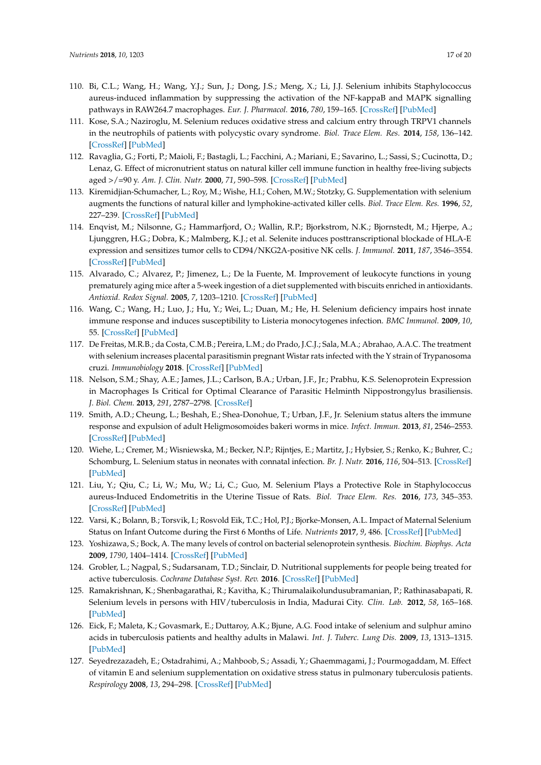110. Bi, C.L.; Wang, H.; Wang, Y.J.; Sun, J.; Dong, J.S.; Meng, X.; Li, J.J. Selenium inhibits Staphylococcus aureus-induced inflammation by suppressing the activation of the NF-kappaB and MAPK signalling pathways in RAW264.7 macrophages. *Eur. J. Pharmacol.* **2016**, *780*, 159–165. [CrossRef] [PubMed]
111. Kose, S.A.; Naziroglu, M. Selenium reduces oxidative stress and calcium entry through TRPV1 channels in the neutrophils of patients with polycystic ovary syndrome. *Biol. Trace Elem. Res.* **2014**, *158*, 136–142. [CrossRef] [PubMed]
112. Ravaglia, G.; Forti, P.; Maioli, F.; Bastagli, L.; Facchini, A.; Mariani, E.; Savarino, L.; Sassi, S.; Cucinotta, D.; Lenaz, G. Effect of micronutrient status on natural killer cell immune function in healthy free-living subjects aged >/=90 y. *Am. J. Clin. Nutr.* **2000**, *71*, 590–598. [CrossRef] [PubMed]
113. Kiremidjian-Schumacher, L.; Roy, M.; Wishe, H.I.; Cohen, M.W.; Stotzky, G. Supplementation with selenium augments the functions of natural killer and lymphokine-activated killer cells. *Biol. Trace Elem. Res.* **1996**, *52*, 227–239. [CrossRef] [PubMed]
114. Enqvist, M.; Nilsonne, G.; Hammarfjord, O.; Wallin, R.P.; Bjorkstrom, N.K.; Bjornstedt, M.; Hjerpe, A.; Ljunggren, H.G.; Dobra, K.; Malmberg, K.J.; et al. Selenite induces posttranscriptional blockade of HLA-E expression and sensitizes tumor cells to CD94/NKG2A-positive NK cells. *J. Immunol.* **2011**, *187*, 3546–3554. [CrossRef] [PubMed]
115. Alvarado, C.; Alvarez, P.; Jimenez, L.; De la Fuente, M. Improvement of leukocyte functions in young prematurely aging mice after a 5-week ingestion of a diet supplemented with biscuits enriched in antioxidants. *Antioxid. Redox Signal.* **2005**, *7*, 1203–1210. [CrossRef] [PubMed]
116. Wang, C.; Wang, H.; Luo, J.; Hu, Y.; Wei, L.; Duan, M.; He, H. Selenium deficiency impairs host innate immune response and induces susceptibility to Listeria monocytogenes infection. *BMC Immunol.* **2009**, *10*, 55. [CrossRef] [PubMed]
117. De Freitas, M.R.B.; da Costa, C.M.B.; Pereira, L.M.; do Prado, J.C.J.; Sala, M.A.; Abrahao, A.A.C. The treatment with selenium increases placental parasitismin pregnant Wistar rats infected with the Y strain of Trypanosoma cruzi. *Immunobiology* **2018**. [CrossRef] [PubMed]
118. Nelson, S.M.; Shay, A.E.; James, J.L.; Carlson, B.A.; Urban, J.F., Jr.; Prabhu, K.S. Selenoprotein Expression in Macrophages Is Critical for Optimal Clearance of Parasitic Helminth Nippostrongylus brasiliensis. *J. Biol. Chem.* **2013**, *291*, 2787–2798. [CrossRef]
119. Smith, A.D.; Cheung, L.; Beshah, E.; Shea-Donohue, T.; Urban, J.F., Jr. Selenium status alters the immune response and expulsion of adult Heligmosomoides bakeri worms in mice. *Infect. Immun.* **2013**, *81*, 2546–2553. [CrossRef] [PubMed]
120. Wiehe, L.; Cremer, M.; Wisniewska, M.; Becker, N.P.; Rijntjes, E.; Martitz, J.; Hybsier, S.; Renko, K.; Buhrer, C.; Schomburg, L. Selenium status in neonates with connatal infection. *Br. J. Nutr.* **2016**, *116*, 504–513. [CrossRef] [PubMed]
121. Liu, Y.; Qiu, C.; Li, W.; Mu, W.; Li, C.; Guo, M. Selenium Plays a Protective Role in Staphylococcus aureus-Induced Endometritis in the Uterine Tissue of Rats. *Biol. Trace Elem. Res.* **2016**, *173*, 345–353. [CrossRef] [PubMed]
122. Varsi, K.; Bolann, B.; Torsvik, I.; Rosvold Eik, T.C.; Hol, P.J.; Bjorke-Monsen, A.L. Impact of Maternal Selenium Status on Infant Outcome during the First 6 Months of Life. *Nutrients* **2017**, *9*, 486. [CrossRef] [PubMed]
123. Yoshizawa, S.; Bock, A. The many levels of control on bacterial selenoprotein synthesis. *Biochim. Biophys. Acta* **2009**, *1790*, 1404–1414. [CrossRef] [PubMed]
124. Grobler, L.; Nagpal, S.; Sudarsanam, T.D.; Sinclair, D. Nutritional supplements for people being treated for active tuberculosis. *Cochrane Database Syst. Rev.* **2016**. [CrossRef] [PubMed]
125. Ramakrishnan, K.; Shenbagarathai, R.; Kavitha, K.; Thirumalaikolundusubramanian, P.; Rathinasabapati, R. Selenium levels in persons with HIV/tuberculosis in India, Madurai City. *Clin. Lab.* **2012**, *58*, 165–168. [PubMed]
126. Eick, F.; Maleta, K.; Govasmark, E.; Duttaroy, A.K.; Bjune, A.G. Food intake of selenium and sulphur amino acids in tuberculosis patients and healthy adults in Malawi. *Int. J. Tuberc. Lung Dis.* **2009**, *13*, 1313–1315. [PubMed]
127. Seyedrezazadeh, E.; Ostadrahimi, A.; Mahboob, S.; Assadi, Y.; Ghaemmagami, J.; Pourmogaddam, M. Effect of vitamin E and selenium supplementation on oxidative stress status in pulmonary tuberculosis patients. *Respirology* **2008**, *13*, 294–298. [CrossRef] [PubMed]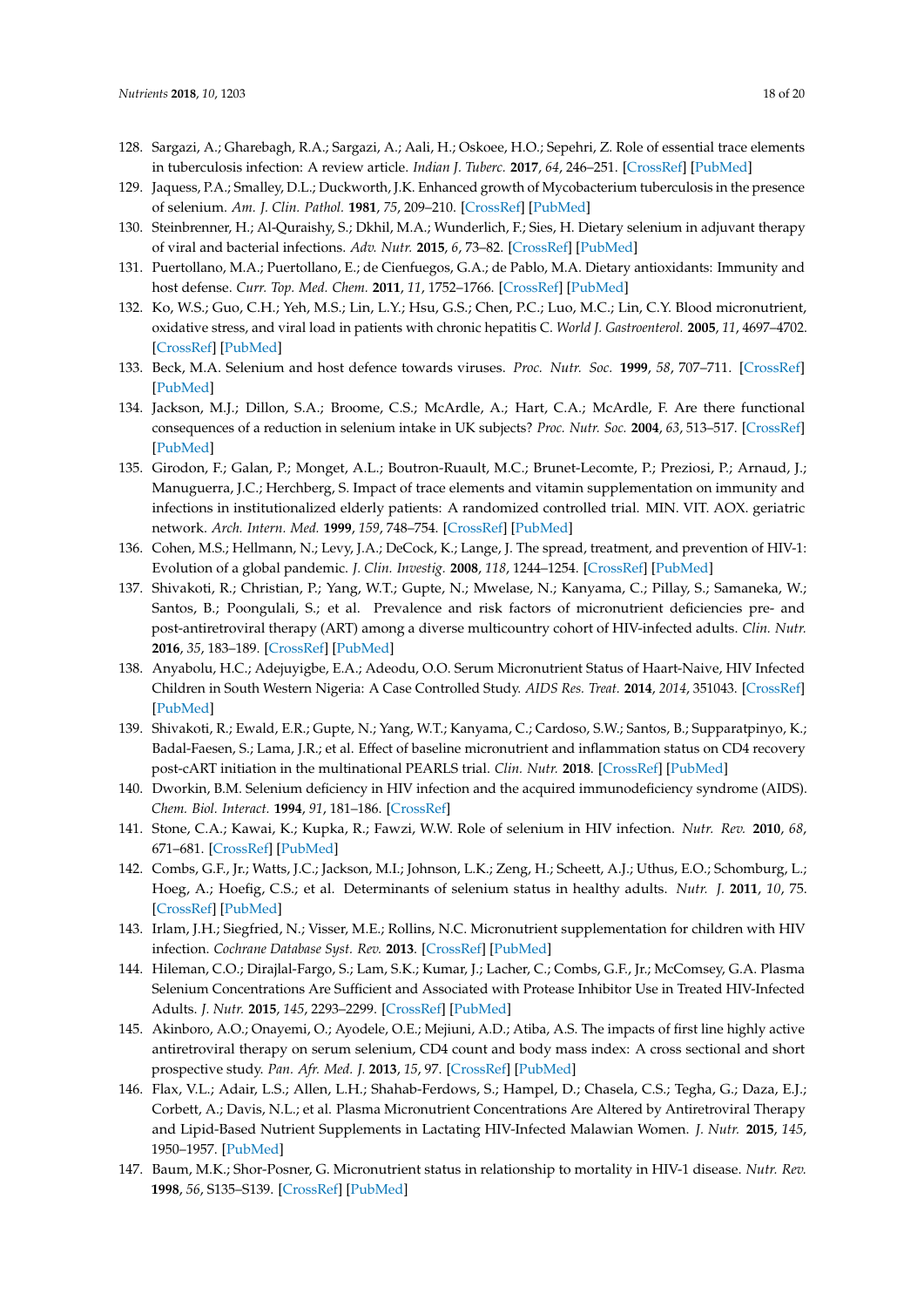128. Sargazi, A.; Gharebagh, R.A.; Sargazi, A.; Aali, H.; Oskoee, H.O.; Sepehri, Z. Role of essential trace elements in tuberculosis infection: A review article. *Indian J. Tuberc.* **2017**, *64*, 246–251. [CrossRef] [PubMed]
129. Jaquess, P.A.; Smalley, D.L.; Duckworth, J.K. Enhanced growth of Mycobacterium tuberculosis in the presence of selenium. *Am. J. Clin. Pathol.* **1981**, *75*, 209–210. [CrossRef] [PubMed]
130. Steinbrenner, H.; Al-Quraishy, S.; Dkhil, M.A.; Wunderlich, F.; Sies, H. Dietary selenium in adjuvant therapy of viral and bacterial infections. *Adv. Nutr.* **2015**, *6*, 73–82. [CrossRef] [PubMed]
131. Puertollano, M.A.; Puertollano, E.; de Cienfuegos, G.A.; de Pablo, M.A. Dietary antioxidants: Immunity and host defense. *Curr. Top. Med. Chem.* **2011**, *11*, 1752–1766. [CrossRef] [PubMed]
132. Ko, W.S.; Guo, C.H.; Yeh, M.S.; Lin, L.Y.; Hsu, G.S.; Chen, P.C.; Luo, M.C.; Lin, C.Y. Blood micronutrient, oxidative stress, and viral load in patients with chronic hepatitis C. *World J. Gastroenterol.* **2005**, *11*, 4697–4702. [CrossRef] [PubMed]
133. Beck, M.A. Selenium and host defence towards viruses. *Proc. Nutr. Soc.* **1999**, *58*, 707–711. [CrossRef] [PubMed]
134. Jackson, M.J.; Dillon, S.A.; Broome, C.S.; McArdle, A.; Hart, C.A.; McArdle, F. Are there functional consequences of a reduction in selenium intake in UK subjects? *Proc. Nutr. Soc.* **2004**, *63*, 513–517. [CrossRef] [PubMed]
135. Girodon, F.; Galan, P.; Monget, A.L.; Boutron-Ruault, M.C.; Brunet-Lecomte, P.; Preziosi, P.; Arnaud, J.; Manuguerra, J.C.; Herchberg, S. Impact of trace elements and vitamin supplementation on immunity and infections in institutionalized elderly patients: A randomized controlled trial. MIN. VIT. AOX. geriatric network. *Arch. Intern. Med.* **1999**, *159*, 748–754. [CrossRef] [PubMed]
136. Cohen, M.S.; Hellmann, N.; Levy, J.A.; DeCock, K.; Lange, J. The spread, treatment, and prevention of HIV-1: Evolution of a global pandemic. *J. Clin. Investig.* **2008**, *118*, 1244–1254. [CrossRef] [PubMed]
137. Shivakoti, R.; Christian, P.; Yang, W.T.; Gupte, N.; Mwelase, N.; Kanyama, C.; Pillay, S.; Samaneka, W.; Santos, B.; Poongulali, S.; et al. Prevalence and risk factors of micronutrient deficiencies pre- and post-antiretroviral therapy (ART) among a diverse multicountry cohort of HIV-infected adults. *Clin. Nutr.* **2016**, *35*, 183–189. [CrossRef] [PubMed]
138. Anyabolu, H.C.; Adejuyigbe, E.A.; Adeodu, O.O. Serum Micronutrient Status of Haart-Naive, HIV Infected Children in South Western Nigeria: A Case Controlled Study. *AIDS Res. Treat.* **2014**, *2014*, 351043. [CrossRef] [PubMed]
139. Shivakoti, R.; Ewald, E.R.; Gupte, N.; Yang, W.T.; Kanyama, C.; Cardoso, S.W.; Santos, B.; Supparatpinyo, K.; Badal-Faesen, S.; Lama, J.R.; et al. Effect of baseline micronutrient and inflammation status on CD4 recovery post-cART initiation in the multinational PEARLS trial. *Clin. Nutr.* **2018**. [CrossRef] [PubMed]
140. Dworkin, B.M. Selenium deficiency in HIV infection and the acquired immunodeficiency syndrome (AIDS). *Chem. Biol. Interact.* **1994**, *91*, 181–186. [CrossRef]
141. Stone, C.A.; Kawai, K.; Kupka, R.; Fawzi, W.W. Role of selenium in HIV infection. *Nutr. Rev.* **2010**, *68*, 671–681. [CrossRef] [PubMed]
142. Combs, G.F., Jr.; Watts, J.C.; Jackson, M.I.; Johnson, L.K.; Zeng, H.; Scheett, A.J.; Uthus, E.O.; Schomburg, L.; Hoeg, A.; Hoefig, C.S.; et al. Determinants of selenium status in healthy adults. *Nutr. J.* **2011**, *10*, 75. [CrossRef] [PubMed]
143. Irlam, J.H.; Siegfried, N.; Visser, M.E.; Rollins, N.C. Micronutrient supplementation for children with HIV infection. *Cochrane Database Syst. Rev.* **2013**. [CrossRef] [PubMed]
144. Hileman, C.O.; Dirajlal-Fargo, S.; Lam, S.K.; Kumar, J.; Lacher, C.; Combs, G.F., Jr.; McComsey, G.A. Plasma Selenium Concentrations Are Sufficient and Associated with Protease Inhibitor Use in Treated HIV-Infected Adults. *J. Nutr.* **2015**, *145*, 2293–2299. [CrossRef] [PubMed]
145. Akinboro, A.O.; Onayemi, O.; Ayodele, O.E.; Mejiuni, A.D.; Atiba, A.S. The impacts of first line highly active antiretroviral therapy on serum selenium, CD4 count and body mass index: A cross sectional and short prospective study. *Pan. Afr. Med. J.* **2013**, *15*, 97. [CrossRef] [PubMed]
146. Flax, V.L.; Adair, L.S.; Allen, L.H.; Shahab-Ferdows, S.; Hampel, D.; Chasela, C.S.; Tegha, G.; Daza, E.J.; Corbett, A.; Davis, N.L.; et al. Plasma Micronutrient Concentrations Are Altered by Antiretroviral Therapy and Lipid-Based Nutrient Supplements in Lactating HIV-Infected Malawian Women. *J. Nutr.* **2015**, *145*, 1950–1957. [PubMed]
147. Baum, M.K.; Shor-Posner, G. Micronutrient status in relationship to mortality in HIV-1 disease. *Nutr. Rev.* **1998**, *56*, S135–S139. [CrossRef] [PubMed]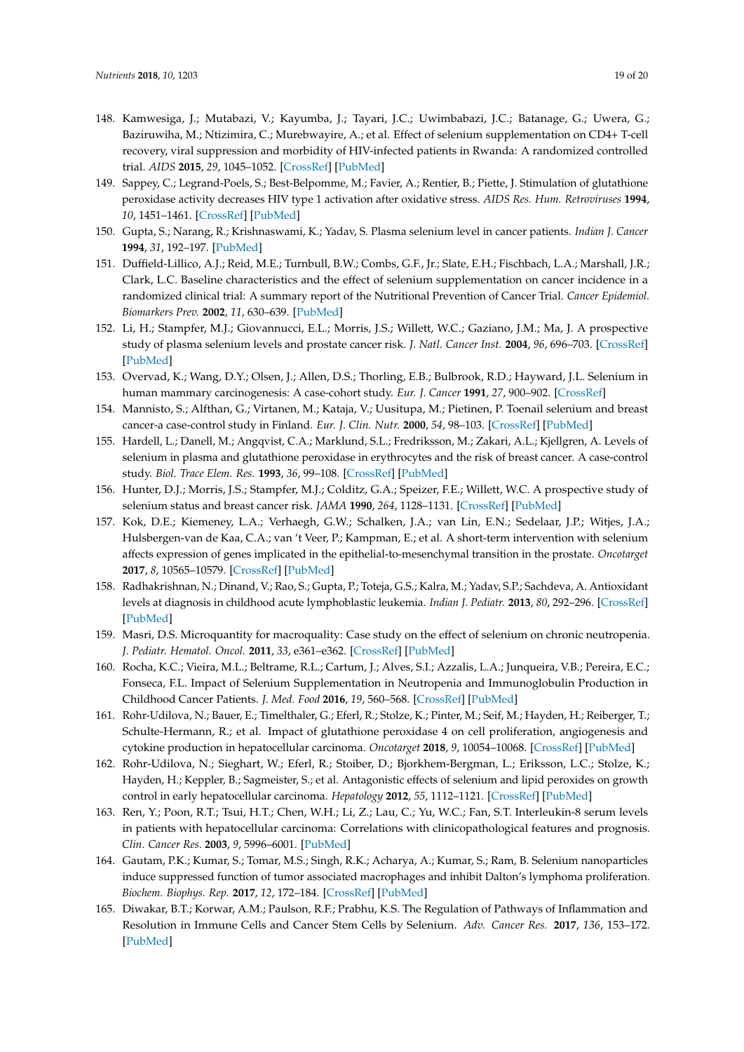148. Kamwesiga, J.; Mutabazi, V.; Kayumba, J.; Tayari, J.C.; Uwimbabazi, J.C.; Batanage, G.; Uwera, G.; Baziruwiha, M.; Ntizimira, C.; Murebwayire, A.; et al. Effect of selenium supplementation on CD4+ T-cell recovery, viral suppression and morbidity of HIV-infected patients in Rwanda: A randomized controlled trial. *AIDS* **2015**, *29*, 1045–1052. [CrossRef] [PubMed]
149. Sappey, C.; Legrand-Poels, S.; Best-Belpomme, M.; Favier, A.; Rentier, B.; Piette, J. Stimulation of glutathione peroxidase activity decreases HIV type 1 activation after oxidative stress. *AIDS Res. Hum. Retroviruses* **1994**, *10*, 1451–1461. [CrossRef] [PubMed]
150. Gupta, S.; Narang, R.; Krishnaswami, K.; Yadav, S. Plasma selenium level in cancer patients. *Indian J. Cancer* **1994**, *31*, 192–197. [PubMed]
151. Duffield-Lillico, A.J.; Reid, M.E.; Turnbull, B.W.; Combs, G.F., Jr.; Slate, E.H.; Fischbach, L.A.; Marshall, J.R.; Clark, L.C. Baseline characteristics and the effect of selenium supplementation on cancer incidence in a randomized clinical trial: A summary report of the Nutritional Prevention of Cancer Trial. *Cancer Epidemiol. Biomarkers Prev.* **2002**, *11*, 630–639. [PubMed]
152. Li, H.; Stampfer, M.J.; Giovannucci, E.L.; Morris, J.S.; Willett, W.C.; Gaziano, J.M.; Ma, J. A prospective study of plasma selenium levels and prostate cancer risk. *J. Natl. Cancer Inst.* **2004**, *96*, 696–703. [CrossRef] [PubMed]
153. Overvad, K.; Wang, D.Y.; Olsen, J.; Allen, D.S.; Thorling, E.B.; Bulbrook, R.D.; Hayward, J.L. Selenium in human mammary carcinogenesis: A case-cohort study. *Eur. J. Cancer* **1991**, *27*, 900–902. [CrossRef]
154. Mannisto, S.; Alfthan, G.; Virtanen, M.; Kataja, V.; Uusitupa, M.; Pietinen, P. Toenail selenium and breast cancer-a case-control study in Finland. *Eur. J. Clin. Nutr.* **2000**, *54*, 98–103. [CrossRef] [PubMed]
155. Hardell, L.; Danell, M.; Angqvist, C.A.; Marklund, S.L.; Fredriksson, M.; Zakari, A.L.; Kjellgren, A. Levels of selenium in plasma and glutathione peroxidase in erythrocytes and the risk of breast cancer. A case-control study. *Biol. Trace Elem. Res.* **1993**, *36*, 99–108. [CrossRef] [PubMed]
156. Hunter, D.J.; Morris, J.S.; Stampfer, M.J.; Colditz, G.A.; Speizer, F.E.; Willett, W.C. A prospective study of selenium status and breast cancer risk. *JAMA* **1990**, *264*, 1128–1131. [CrossRef] [PubMed]
157. Kok, D.E.; Kiemeney, L.A.; Verhaegh, G.W.; Schalken, J.A.; van Lin, E.N.; Sedelaar, J.P.; Witjes, J.A.; Hulsbergen-van de Kaa, C.A.; van 't Veer, P.; Kampman, E.; et al. A short-term intervention with selenium affects expression of genes implicated in the epithelial-to-mesenchymal transition in the prostate. *Oncotarget* **2017**, *8*, 10565–10579. [CrossRef] [PubMed]
158. Radhakrishnan, N.; Dinand, V.; Rao, S.; Gupta, P.; Toteja, G.S.; Kalra, M.; Yadav, S.P.; Sachdeva, A. Antioxidant levels at diagnosis in childhood acute lymphoblastic leukemia. *Indian J. Pediatr.* **2013**, *80*, 292–296. [CrossRef] [PubMed]
159. Masri, D.S. Microquantity for macroquality: Case study on the effect of selenium on chronic neutropenia. *J. Pediatr. Hematol. Oncol.* **2011**, *33*, e361–e362. [CrossRef] [PubMed]
160. Rocha, K.C.; Vieira, M.L.; Beltrame, R.L.; Cartum, J.; Alves, S.I.; Azzalis, L.A.; Junqueira, V.B.; Pereira, E.C.; Fonseca, F.L. Impact of Selenium Supplementation in Neutropenia and Immunoglobulin Production in Childhood Cancer Patients. *J. Med. Food* **2016**, *19*, 560–568. [CrossRef] [PubMed]
161. Rohr-Udilova, N.; Bauer, E.; Timelthaler, G.; Eferl, R.; Stolze, K.; Pinter, M.; Seif, M.; Hayden, H.; Reiberger, T.; Schulte-Hermann, R.; et al. Impact of glutathione peroxidase 4 on cell proliferation, angiogenesis and cytokine production in hepatocellular carcinoma. *Oncotarget* **2018**, *9*, 10054–10068. [CrossRef] [PubMed]
162. Rohr-Udilova, N.; Sieghart, W.; Eferl, R.; Stoiber, D.; Bjorkhem-Bergman, L.; Eriksson, L.C.; Stolze, K.; Hayden, H.; Keppler, B.; Sagmeister, S.; et al. Antagonistic effects of selenium and lipid peroxides on growth control in early hepatocellular carcinoma. *Hepatology* **2012**, *55*, 1112–1121. [CrossRef] [PubMed]
163. Ren, Y.; Poon, R.T.; Tsui, H.T.; Chen, W.H.; Li, Z.; Lau, C.; Yu, W.C.; Fan, S.T. Interleukin-8 serum levels in patients with hepatocellular carcinoma: Correlations with clinicopathological features and prognosis. *Clin. Cancer Res.* **2003**, *9*, 5996–6001. [PubMed]
164. Gautam, P.K.; Kumar, S.; Tomar, M.S.; Singh, R.K.; Acharya, A.; Kumar, S.; Ram, B. Selenium nanoparticles induce suppressed function of tumor associated macrophages and inhibit Dalton's lymphoma proliferation. *Biochem. Biophys. Rep.* **2017**, *12*, 172–184. [CrossRef] [PubMed]
165. Diwakar, B.T.; Korwar, A.M.; Paulson, R.F.; Prabhu, K.S. The Regulation of Pathways of Inflammation and Resolution in Immune Cells and Cancer Stem Cells by Selenium. *Adv. Cancer Res.* **2017**, *136*, 153–172. [PubMed]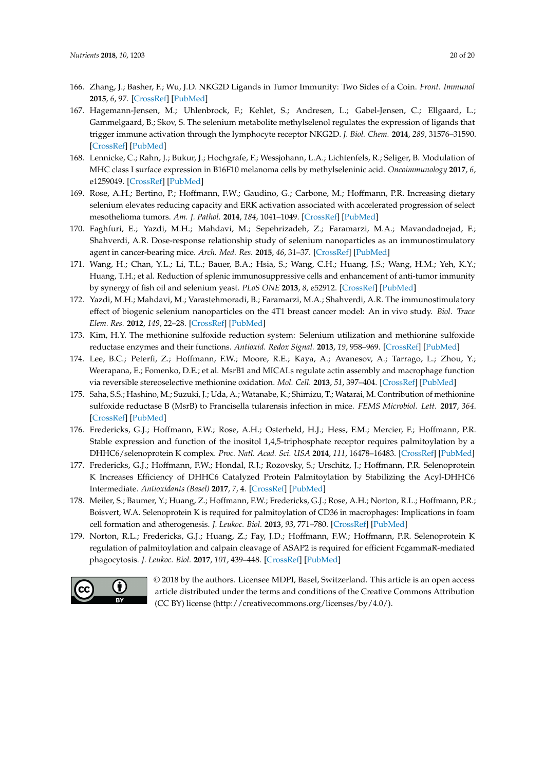166. Zhang, J.; Basher, F.; Wu, J.D. NKG2D Ligands in Tumor Immunity: Two Sides of a Coin. *Front. Immunol* **2015**, *6*, 97. [CrossRef] [PubMed]
167. Hagemann-Jensen, M.; Uhlenbrock, F.; Kehlet, S.; Andresen, L.; Gabel-Jensen, C.; Ellgaard, L.; Gammelgaard, B.; Skov, S. The selenium metabolite methylselenol regulates the expression of ligands that trigger immune activation through the lymphocyte receptor NKG2D. *J. Biol. Chem.* **2014**, *289*, 31576–31590. [CrossRef] [PubMed]
168. Lennicke, C.; Rahn, J.; Bukur, J.; Hochgrafe, F.; Wessjohann, L.A.; Lichtenfels, R.; Seliger, B. Modulation of MHC class I surface expression in B16F10 melanoma cells by methylseleninic acid. *Oncoimmunology* **2017**, *6*, e1259049. [CrossRef] [PubMed]
169. Rose, A.H.; Bertino, P.; Hoffmann, F.W.; Gaudino, G.; Carbone, M.; Hoffmann, P.R. Increasing dietary selenium elevates reducing capacity and ERK activation associated with accelerated progression of select mesothelioma tumors. *Am. J. Pathol.* **2014**, *184*, 1041–1049. [CrossRef] [PubMed]
170. Faghfuri, E.; Yazdi, M.H.; Mahdavi, M.; Sepehrizadeh, Z.; Faramarzi, M.A.; Mavandadnejad, F.; Shahverdi, A.R. Dose-response relationship study of selenium nanoparticles as an immunostimulatory agent in cancer-bearing mice. *Arch. Med. Res.* **2015**, *46*, 31–37. [CrossRef] [PubMed]
171. Wang, H.; Chan, Y.L.; Li, T.L.; Bauer, B.A.; Hsia, S.; Wang, C.H.; Huang, J.S.; Wang, H.M.; Yeh, K.Y.; Huang, T.H.; et al. Reduction of splenic immunosuppressive cells and enhancement of anti-tumor immunity by synergy of fish oil and selenium yeast. *PLoS ONE* **2013**, *8*, e52912. [CrossRef] [PubMed]
172. Yazdi, M.H.; Mahdavi, M.; Varastehmoradi, B.; Faramarzi, M.A.; Shahverdi, A.R. The immunostimulatory effect of biogenic selenium nanoparticles on the 4T1 breast cancer model: An in vivo study. *Biol. Trace Elem. Res.* **2012**, *149*, 22–28. [CrossRef] [PubMed]
173. Kim, H.Y. The methionine sulfoxide reduction system: Selenium utilization and methionine sulfoxide reductase enzymes and their functions. *Antioxid. Redox Signal.* **2013**, *19*, 958–969. [CrossRef] [PubMed]
174. Lee, B.C.; Peterfi, Z.; Hoffmann, F.W.; Moore, R.E.; Kaya, A.; Avanesov, A.; Tarrago, L.; Zhou, Y.; Weerapana, E.; Fomenko, D.E.; et al. MsrB1 and MICALs regulate actin assembly and macrophage function via reversible stereoselective methionine oxidation. *Mol. Cell.* **2013**, *51*, 397–404. [CrossRef] [PubMed]
175. Saha, S.S.; Hashino, M.; Suzuki, J.; Uda, A.; Watanabe, K.; Shimizu, T.; Watarai, M. Contribution of methionine sulfoxide reductase B (MsrB) to Francisella tularensis infection in mice. *FEMS Microbiol. Lett.* **2017**, *364*. [CrossRef] [PubMed]
176. Fredericks, G.J.; Hoffmann, F.W.; Rose, A.H.; Osterheld, H.J.; Hess, F.M.; Mercier, F.; Hoffmann, P.R. Stable expression and function of the inositol 1,4,5-triphosphate receptor requires palmitoylation by a DHHC6/selenoprotein K complex. *Proc. Natl. Acad. Sci. USA* **2014**, *111*, 16478–16483. [CrossRef] [PubMed]
177. Fredericks, G.J.; Hoffmann, F.W.; Hondal, R.J.; Rozovsky, S.; Urschitz, J.; Hoffmann, P.R. Selenoprotein K Increases Efficiency of DHHC6 Catalyzed Protein Palmitoylation by Stabilizing the Acyl-DHHC6 Intermediate. *Antioxidants (Basel)* **2017**, *7*, 4. [CrossRef] [PubMed]
178. Meiler, S.; Baumer, Y.; Huang, Z.; Hoffmann, F.W.; Fredericks, G.J.; Rose, A.H.; Norton, R.L.; Hoffmann, P.R.; Boisvert, W.A. Selenoprotein K is required for palmitoylation of CD36 in macrophages: Implications in foam cell formation and atherogenesis. *J. Leukoc. Biol.* **2013**, *93*, 771–780. [CrossRef] [PubMed]
179. Norton, R.L.; Fredericks, G.J.; Huang, Z.; Fay, J.D.; Hoffmann, F.W.; Hoffmann, P.R. Selenoprotein K regulation of palmitoylation and calpain cleavage of ASAP2 is required for efficient FcgammaR-mediated phagocytosis. *J. Leukoc. Biol.* **2017**, *101*, 439–448. [CrossRef] [PubMed]

© 2018 by the authors. Licensee MDPI, Basel, Switzerland. This article is an open access article distributed under the terms and conditions of the Creative Commons Attribution (CC BY) license (http://creativecommons.org/licenses/by/4.0/).